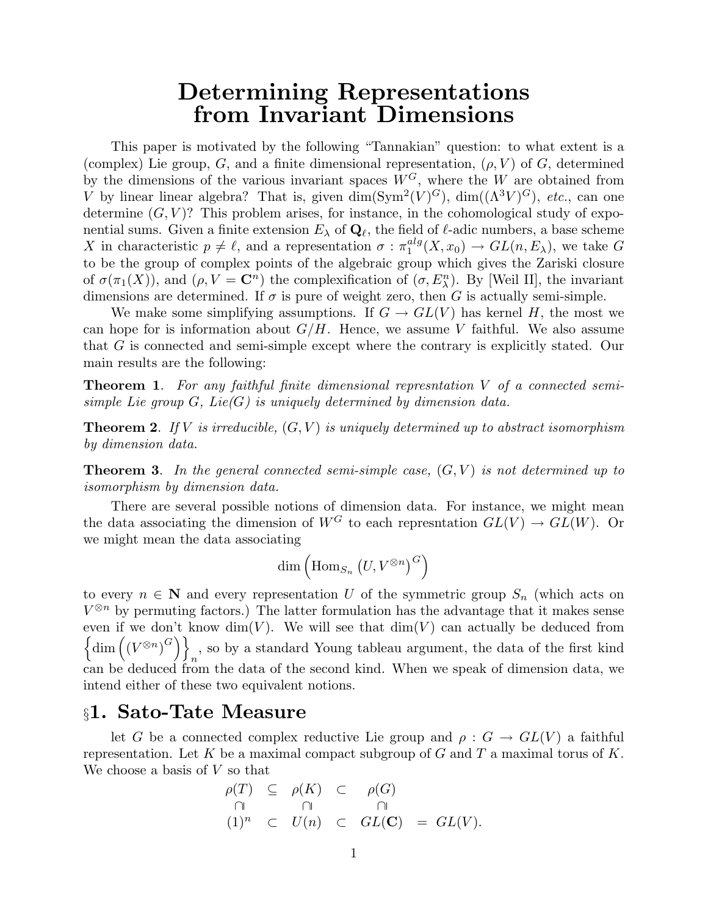# Determining Representations from Invariant Dimensions

This paper is motivated by the following "Tannakian" question: to what extent is a (complex) Lie group, $G$, and a finite dimensional representation, $(\rho, V)$ of $G$, determined by the dimensions of the various invariant spaces $W^G$, where the $W$ are obtained from $V$ by linear linear algebra? That is, given $\dim(\mathrm{Sym}^2(V)^G)$, $\dim((\Lambda^3 V)^G)$, *etc.*, can one determine $(G, V)$? This problem arises, for instance, in the cohomological study of exponential sums. Given a finite extension $E_\lambda$ of $\mathbf{Q}_\ell$, the field of $\ell$-adic numbers, a base scheme $X$ in characteristic $p \neq \ell$, and a representation $\sigma : \pi_1^{alg}(X, x_0) \to GL(n, E_\lambda)$, we take $G$ to be the group of complex points of the algebraic group which gives the Zariski closure of $\sigma(\pi_1(X))$, and $(\rho, V = \mathbf{C}^n)$ the complexification of $(\sigma, E_\lambda^n)$. By [Weil II], the invariant dimensions are determined. If $\sigma$ is pure of weight zero, then $G$ is actually semi-simple.

We make some simplifying assumptions. If $G \to GL(V)$ has kernel $H$, the most we can hope for is information about $G/H$. Hence, we assume $V$ faithful. We also assume that $G$ is connected and semi-simple except where the contrary is explicitly stated. Our main results are the following:

**Theorem 1**. *For any faithful finite dimensional represntation $V$ of a connected semi-simple Lie group $G$, Lie(G) is uniquely determined by dimension data.*

**Theorem 2**. *If $V$ is irreducible, $(G, V)$ is uniquely determined up to abstract isomorphism by dimension data.*

**Theorem 3**. *In the general connected semi-simple case, $(G, V)$ is not determined up to isomorphism by dimension data.*

There are several possible notions of dimension data. For instance, we might mean the data associating the dimension of $W^G$ to each represntation $GL(V) \to GL(W)$. Or we might mean the data associating

$$\dim\left(\mathrm{Hom}_{S_n}\left(U, V^{\otimes n}\right)^G\right)$$

to every $n \in \mathbf{N}$ and every representation $U$ of the symmetric group $S_n$ (which acts on $V^{\otimes n}$ by permuting factors.) The latter formulation has the advantage that it makes sense even if we don't know $\dim(V)$. We will see that $\dim(V)$ can actually be deduced from $\left\{\dim\left(\left(V^{\otimes n}\right)^G\right)\right\}_n$, so by a standard Young tableau argument, the data of the first kind can be deduced from the data of the second kind. When we speak of dimension data, we intend either of these two equivalent notions.

## §1. Sato-Tate Measure

let $G$ be a connected complex reductive Lie group and $\rho : G \to GL(V)$ a faithful representation. Let $K$ be a maximal compact subgroup of $G$ and $T$ a maximal torus of $K$. We choose a basis of $V$ so that

$$\begin{array}{ccccccc}
\rho(T) & \subseteq & \rho(K) & \subset & \rho(G) & & \\
\cap\!\!| & & \cap\!\!| & & \cap\!\!| & & \\
(1)^n & \subset & U(n) & \subset & GL(\mathbf{C}) & = & GL(V).
\end{array}$$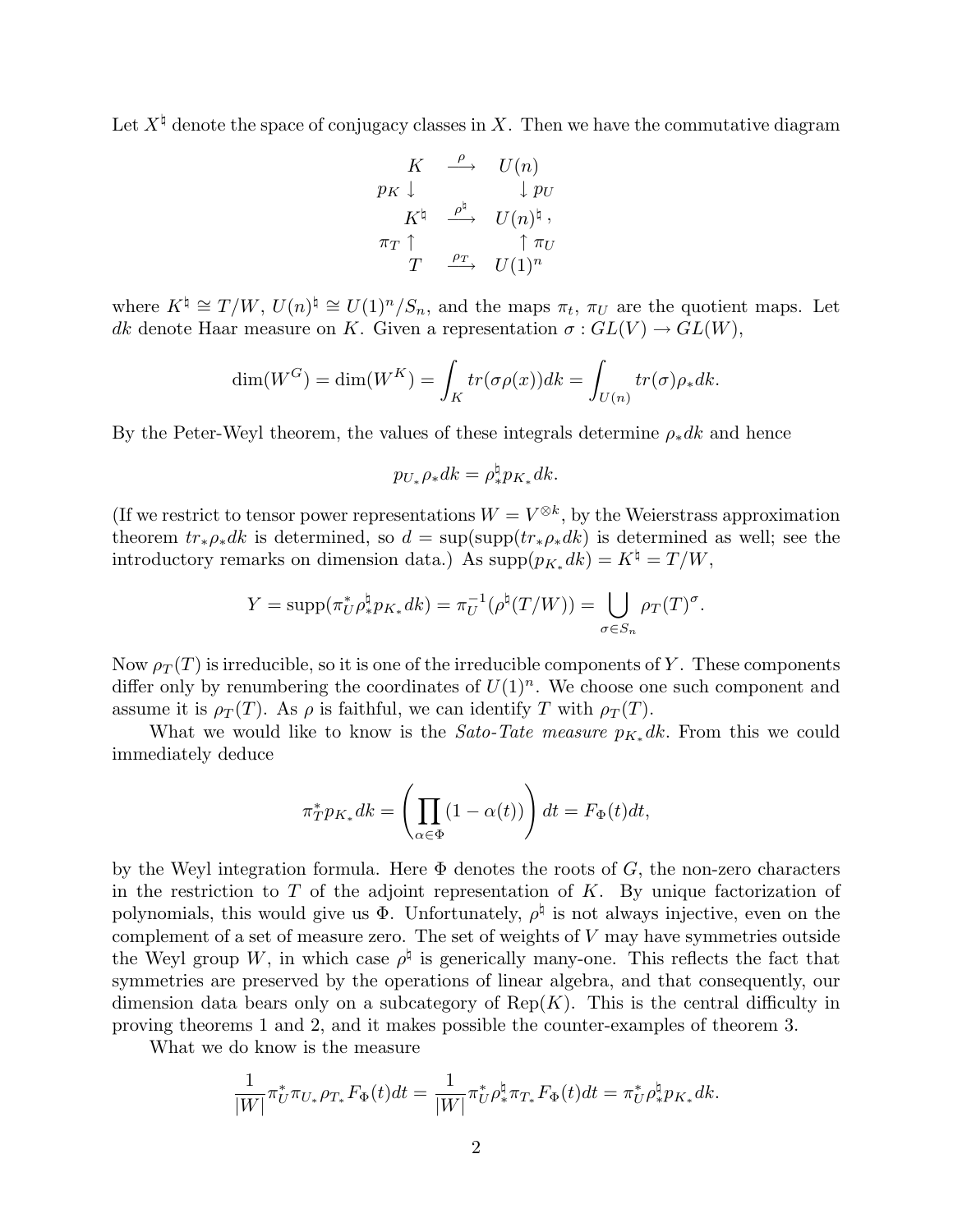Let $X^\natural$ denote the space of conjugacy classes in $X$. Then we have the commutative diagram

$$
\begin{array}{rcl}
K & \xrightarrow{\rho} & U(n) \\
p_K \downarrow & & \downarrow p_U \\
K^\natural & \xrightarrow{\rho^\natural} & U(n)^\natural \, , \\
\pi_T \uparrow & & \uparrow \pi_U \\
T & \xrightarrow{\rho_T} & U(1)^n
\end{array}
$$

where $K^\natural \cong T/W$, $U(n)^\natural \cong U(1)^n/S_n$, and the maps $\pi_t$, $\pi_U$ are the quotient maps. Let $dk$ denote Haar measure on $K$. Given a representation $\sigma : GL(V) \to GL(W)$,

$$
\dim(W^G) = \dim(W^K) = \int_K tr(\sigma\rho(x))dk = \int_{U(n)} tr(\sigma)\rho_* dk.
$$

By the Peter-Weyl theorem, the values of these integrals determine $\rho_* dk$ and hence

$$
p_{U_*}\rho_* dk = \rho^\natural_* p_{K_*} dk.
$$

(If we restrict to tensor power representations $W = V^{\otimes k}$, by the Weierstrass approximation theorem $tr_*\rho_* dk$ is determined, so $d = \sup(\mathrm{supp}(tr_*\rho_* dk)$ is determined as well; see the introductory remarks on dimension data.) As $\mathrm{supp}(p_{K_*} dk) = K^\natural = T/W$,

$$
Y = \mathrm{supp}(\pi_U^* \rho^\natural_* p_{K_*} dk) = \pi_U^{-1}(\rho^\natural(T/W)) = \bigcup_{\sigma \in S_n} \rho_T(T)^\sigma.
$$

Now $\rho_T(T)$ is irreducible, so it is one of the irreducible components of $Y$. These components differ only by renumbering the coordinates of $U(1)^n$. We choose one such component and assume it is $\rho_T(T)$. As $\rho$ is faithful, we can identify $T$ with $\rho_T(T)$.

What we would like to know is the *Sato-Tate measure* $p_{K_*} dk$. From this we could immediately deduce

$$
\pi_T^* p_{K_*} dk = \left( \prod_{\alpha \in \Phi} (1 - \alpha(t)) \right) dt = F_\Phi(t) dt,
$$

by the Weyl integration formula. Here $\Phi$ denotes the roots of $G$, the non-zero characters in the restriction to $T$ of the adjoint representation of $K$. By unique factorization of polynomials, this would give us $\Phi$. Unfortunately, $\rho^\natural$ is not always injective, even on the complement of a set of measure zero. The set of weights of $V$ may have symmetries outside the Weyl group $W$, in which case $\rho^\natural$ is generically many-one. This reflects the fact that symmetries are preserved by the operations of linear algebra, and that consequently, our dimension data bears only on a subcategory of $\mathrm{Rep}(K)$. This is the central difficulty in proving theorems 1 and 2, and it makes possible the counter-examples of theorem 3.

What we do know is the measure

$$
\frac{1}{|W|} \pi_U^* \pi_{U_*} \rho_{T_*} F_\Phi(t) dt = \frac{1}{|W|} \pi_U^* \rho^\natural_* \pi_{T_*} F_\Phi(t) dt = \pi_U^* \rho^\natural_* p_{K_*} dk.
$$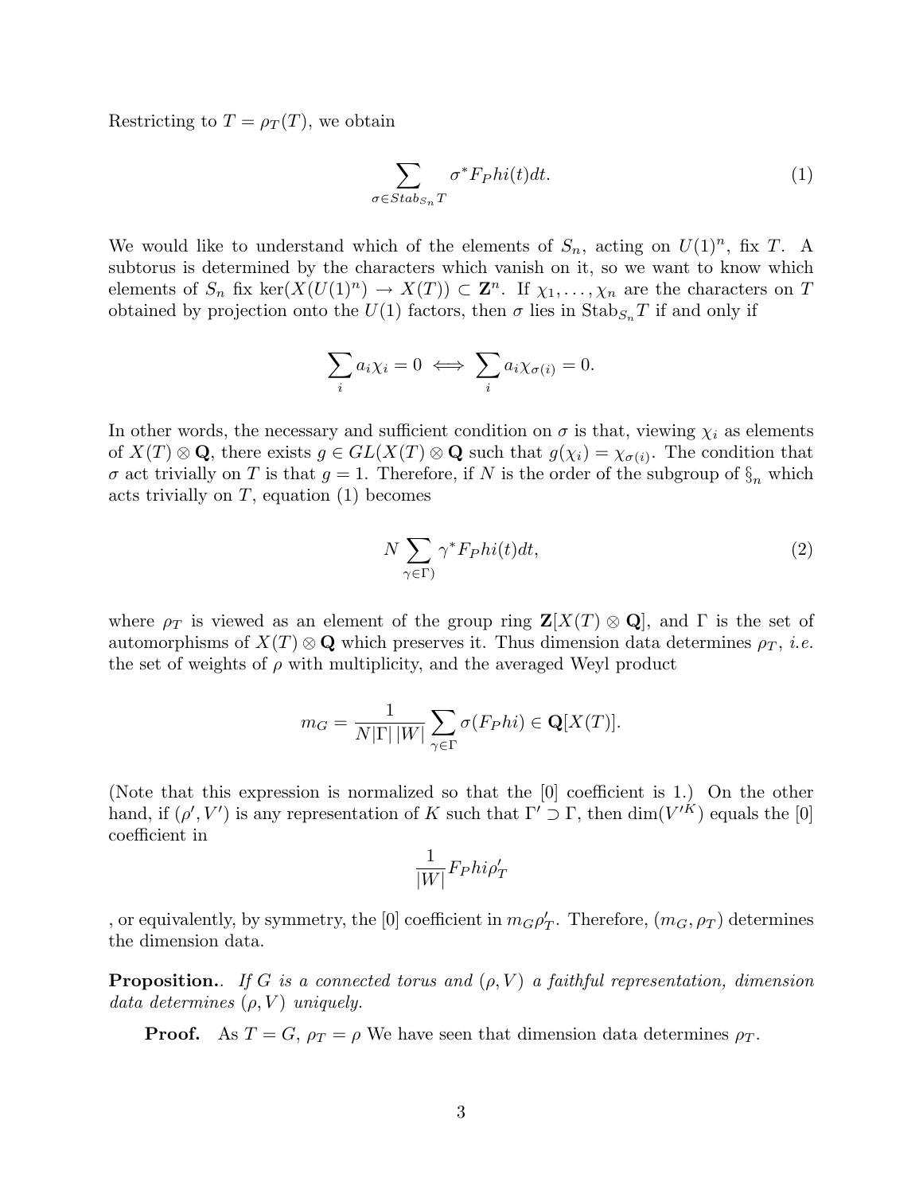Restricting to $T = \rho_T(T)$, we obtain

$$\sum_{\sigma \in Stab_{S_n} T} \sigma^* F_P hi(t) dt. \tag{1}$$

We would like to understand which of the elements of $S_n$, acting on $U(1)^n$, fix $T$. A subtorus is determined by the characters which vanish on it, so we want to know which elements of $S_n$ fix $\ker(X(U(1)^n) \to X(T)) \subset \mathbf{Z}^n$. If $\chi_1, \ldots, \chi_n$ are the characters on $T$ obtained by projection onto the $U(1)$ factors, then $\sigma$ lies in $\mathrm{Stab}_{S_n} T$ if and only if

$$\sum_i a_i \chi_i = 0 \iff \sum_i a_i \chi_{\sigma(i)} = 0.$$

In other words, the necessary and sufficient condition on $\sigma$ is that, viewing $\chi_i$ as elements of $X(T) \otimes \mathbf{Q}$, there exists $g \in GL(X(T) \otimes \mathbf{Q}$ such that $g(\chi_i) = \chi_{\sigma(i)}$. The condition that $\sigma$ act trivially on $T$ is that $g = 1$. Therefore, if $N$ is the order of the subgroup of $\S_n$ which acts trivially on $T$, equation (1) becomes

$$N \sum_{\gamma \in \Gamma)} \gamma^* F_P hi(t) dt, \tag{2}$$

where $\rho_T$ is viewed as an element of the group ring $\mathbf{Z}[X(T) \otimes \mathbf{Q}]$, and $\Gamma$ is the set of automorphisms of $X(T) \otimes \mathbf{Q}$ which preserves it. Thus dimension data determines $\rho_T$, *i.e.* the set of weights of $\rho$ with multiplicity, and the averaged Weyl product

$$m_G = \frac{1}{N|\Gamma|\,|W|} \sum_{\gamma \in \Gamma} \sigma(F_P hi) \in \mathbf{Q}[X(T)].$$

(Note that this expression is normalized so that the [0] coefficient is 1.) On the other hand, if $(\rho', V')$ is any representation of $K$ such that $\Gamma' \supset \Gamma$, then $\dim(V'^K)$ equals the [0] coefficient in

$$\frac{1}{|W|} F_P hi \rho'_T$$

, or equivalently, by symmetry, the [0] coefficient in $m_G \rho'_T$. Therefore, $(m_G, \rho_T)$ determines the dimension data.

**Proposition.**. *If $G$ is a connected torus and $(\rho, V)$ a faithful representation, dimension data determines $(\rho, V)$ uniquely.*

**Proof.** As $T = G$, $\rho_T = \rho$ We have seen that dimension data determines $\rho_T$.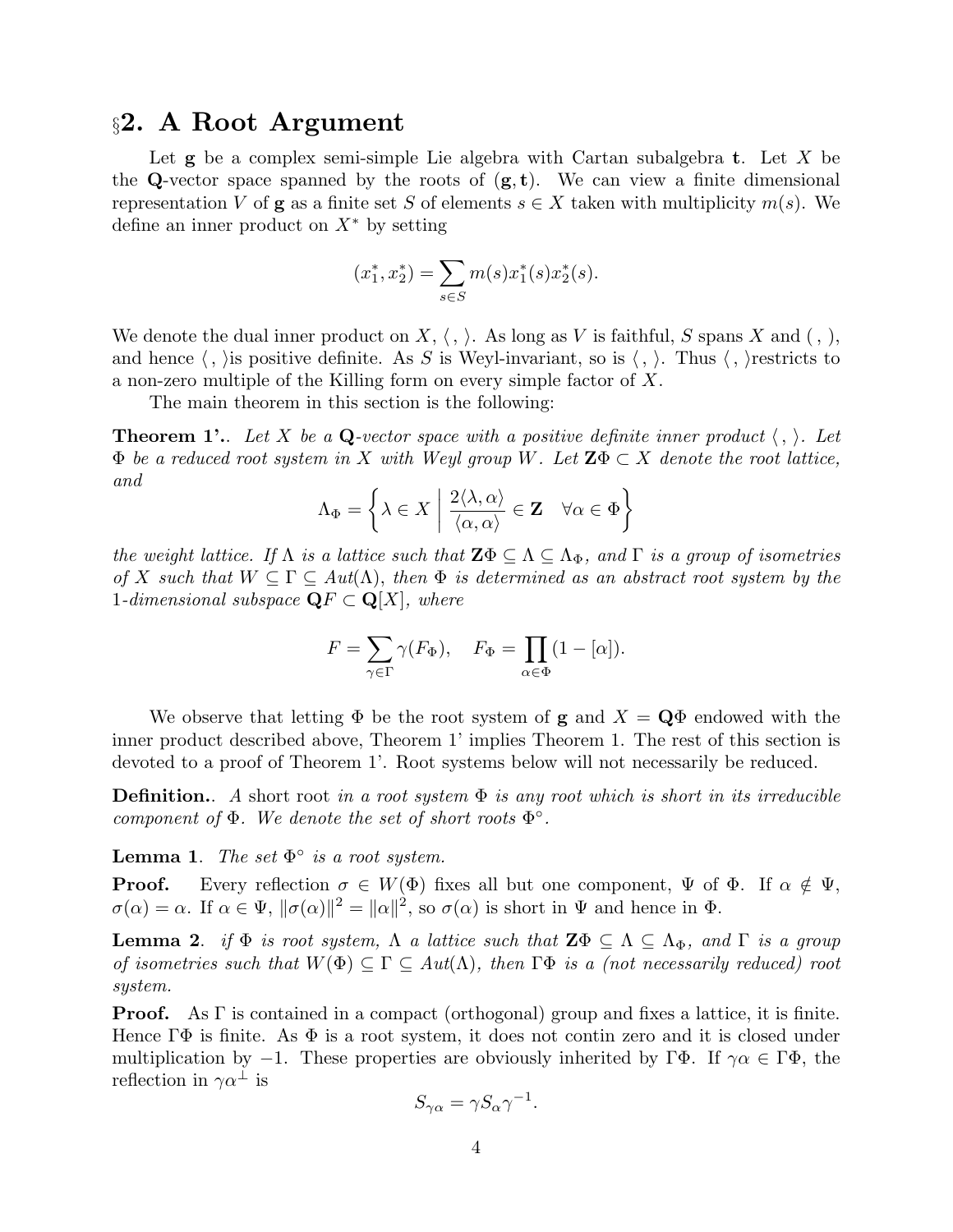## §2. A Root Argument

Let $\mathbf{g}$ be a complex semi-simple Lie algebra with Cartan subalgebra $\mathbf{t}$. Let $X$ be the $\mathbf{Q}$-vector space spanned by the roots of $(\mathbf{g}, \mathbf{t})$. We can view a finite dimensional representation $V$ of $\mathbf{g}$ as a finite set $S$ of elements $s \in X$ taken with multiplicity $m(s)$. We define an inner product on $X^*$ by setting

$$(x_1^*, x_2^*) = \sum_{s \in S} m(s) x_1^*(s) x_2^*(s).$$

We denote the dual inner product on $X$, $\langle\, , \rangle$. As long as $V$ is faithful, $S$ spans $X$ and $(\, , )$, and hence $\langle\, , \rangle$is positive definite. As $S$ is Weyl-invariant, so is $\langle\, , \rangle$. Thus $\langle\, , \rangle$restricts to a non-zero multiple of the Killing form on every simple factor of $X$.

The main theorem in this section is the following:

**Theorem 1'.**. *Let $X$ be a $\mathbf{Q}$-vector space with a positive definite inner product $\langle\, , \rangle$. Let $\Phi$ be a reduced root system in $X$ with Weyl group $W$. Let $\mathbf{Z}\Phi \subset X$ denote the root lattice, and*

$$\Lambda_\Phi = \left\{ \lambda \in X \;\middle|\; \frac{2\langle \lambda, \alpha \rangle}{\langle \alpha, \alpha \rangle} \in \mathbf{Z} \quad \forall \alpha \in \Phi \right\}$$

*the weight lattice. If $\Lambda$ is a lattice such that $\mathbf{Z}\Phi \subseteq \Lambda \subseteq \Lambda_\Phi$, and $\Gamma$ is a group of isometries of $X$ such that $W \subseteq \Gamma \subseteq Aut(\Lambda)$, then $\Phi$ is determined as an abstract root system by the 1-dimensional subspace $\mathbf{Q}F \subset \mathbf{Q}[X]$, where*

$$F = \sum_{\gamma \in \Gamma} \gamma(F_\Phi), \quad F_\Phi = \prod_{\alpha \in \Phi} (1 - [\alpha]).$$

We observe that letting $\Phi$ be the root system of $\mathbf{g}$ and $X = \mathbf{Q}\Phi$ endowed with the inner product described above, Theorem 1' implies Theorem 1. The rest of this section is devoted to a proof of Theorem 1'. Root systems below will not necessarily be reduced.

**Definition.**. *A* short root *in a root system $\Phi$ is any root which is short in its irreducible component of $\Phi$. We denote the set of short roots $\Phi^\circ$.*

**Lemma 1**. *The set $\Phi^\circ$ is a root system.*

**Proof.** Every reflection $\sigma \in W(\Phi)$ fixes all but one component, $\Psi$ of $\Phi$. If $\alpha \notin \Psi$, $\sigma(\alpha) = \alpha$. If $\alpha \in \Psi$, $\|\sigma(\alpha)\|^2 = \|\alpha\|^2$, so $\sigma(\alpha)$ is short in $\Psi$ and hence in $\Phi$.

**Lemma 2**. *if $\Phi$ is root system, $\Lambda$ a lattice such that $\mathbf{Z}\Phi \subseteq \Lambda \subseteq \Lambda_\Phi$, and $\Gamma$ is a group of isometries such that $W(\Phi) \subseteq \Gamma \subseteq Aut(\Lambda)$, then $\Gamma\Phi$ is a (not necessarily reduced) root system.*

**Proof.** As $\Gamma$ is contained in a compact (orthogonal) group and fixes a lattice, it is finite. Hence $\Gamma\Phi$ is finite. As $\Phi$ is a root system, it does not contin zero and it is closed under multiplication by $-1$. These properties are obviously inherited by $\Gamma\Phi$. If $\gamma\alpha \in \Gamma\Phi$, the reflection in $\gamma\alpha^\perp$ is

$$S_{\gamma\alpha} = \gamma S_\alpha \gamma^{-1}.$$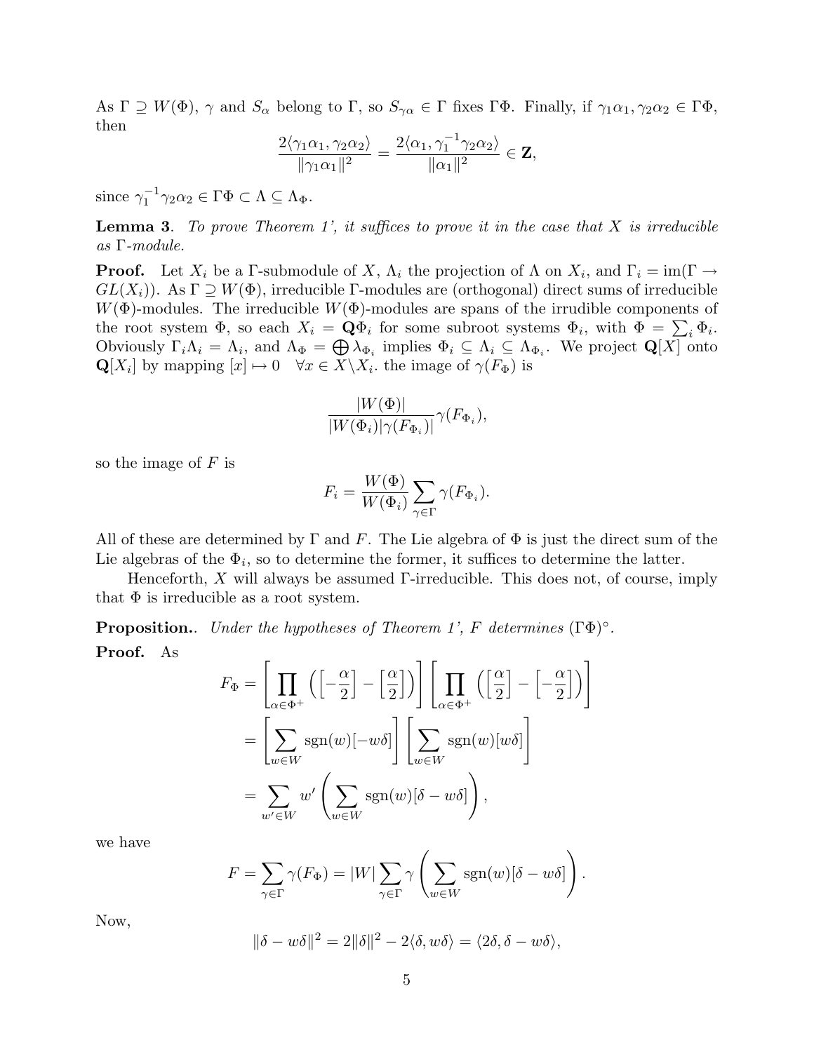As $\Gamma \supseteq W(\Phi)$, $\gamma$ and $S_\alpha$ belong to $\Gamma$, so $S_{\gamma\alpha} \in \Gamma$ fixes $\Gamma\Phi$. Finally, if $\gamma_1\alpha_1, \gamma_2\alpha_2 \in \Gamma\Phi$, then

$$\frac{2\langle \gamma_1\alpha_1, \gamma_2\alpha_2\rangle}{\|\gamma_1\alpha_1\|^2} = \frac{2\langle \alpha_1, \gamma_1^{-1}\gamma_2\alpha_2\rangle}{\|\alpha_1\|^2} \in \mathbf{Z},$$

since $\gamma_1^{-1}\gamma_2\alpha_2 \in \Gamma\Phi \subset \Lambda \subseteq \Lambda_\Phi$.

**Lemma 3**. *To prove Theorem 1', it suffices to prove it in the case that $X$ is irreducible as $\Gamma$-module.*

**Proof.** Let $X_i$ be a $\Gamma$-submodule of $X$, $\Lambda_i$ the projection of $\Lambda$ on $X_i$, and $\Gamma_i = \mathrm{im}(\Gamma \to GL(X_i))$. As $\Gamma \supseteq W(\Phi)$, irreducible $\Gamma$-modules are (orthogonal) direct sums of irreducible $W(\Phi)$-modules. The irreducible $W(\Phi)$-modules are spans of the irrudible components of the root system $\Phi$, so each $X_i = \mathbf{Q}\Phi_i$ for some subroot systems $\Phi_i$, with $\Phi = \sum_i \Phi_i$. Obviously $\Gamma_i\Lambda_i = \Lambda_i$, and $\Lambda_\Phi = \bigoplus \lambda_{\Phi_i}$ implies $\Phi_i \subseteq \Lambda_i \subseteq \Lambda_{\Phi_i}$. We project $\mathbf{Q}[X]$ onto $\mathbf{Q}[X_i]$ by mapping $[x] \mapsto 0 \quad \forall x \in X\backslash X_i$. the image of $\gamma(F_\Phi)$ is

$$\frac{|W(\Phi)|}{|W(\Phi_i)|\gamma(F_{\Phi_i})|}\gamma(F_{\Phi_i}),$$

so the image of $F$ is

$$F_i = \frac{W(\Phi)}{W(\Phi_i)}\sum_{\gamma\in\Gamma}\gamma(F_{\Phi_i}).$$

All of these are determined by $\Gamma$ and $F$. The Lie algebra of $\Phi$ is just the direct sum of the Lie algebras of the $\Phi_i$, so to determine the former, it suffices to determine the latter.

Henceforth, $X$ will always be assumed $\Gamma$-irreducible. This does not, of course, imply that $\Phi$ is irreducible as a root system.

**Proposition.**. *Under the hypotheses of Theorem 1', $F$ determines $(\Gamma\Phi)^\circ$.*

**Proof.** As

$$\begin{aligned}
F_\Phi &= \left[\prod_{\alpha\in\Phi^+}\left(\left[-\frac{\alpha}{2}\right] - \left[\frac{\alpha}{2}\right]\right)\right]\left[\prod_{\alpha\in\Phi^+}\left(\left[\frac{\alpha}{2}\right] - \left[-\frac{\alpha}{2}\right]\right)\right] \\
&= \left[\sum_{w\in W}\mathrm{sgn}(w)[-w\delta]\right]\left[\sum_{w\in W}\mathrm{sgn}(w)[w\delta]\right] \\
&= \sum_{w'\in W} w'\left(\sum_{w\in W}\mathrm{sgn}(w)[\delta - w\delta]\right),
\end{aligned}$$

we have

$$F = \sum_{\gamma\in\Gamma}\gamma(F_\Phi) = |W|\sum_{\gamma\in\Gamma}\gamma\left(\sum_{w\in W}\mathrm{sgn}(w)[\delta - w\delta]\right).$$

Now,

$$\|\delta - w\delta\|^2 = 2\|\delta\|^2 - 2\langle\delta, w\delta\rangle = \langle 2\delta, \delta - w\delta\rangle,$$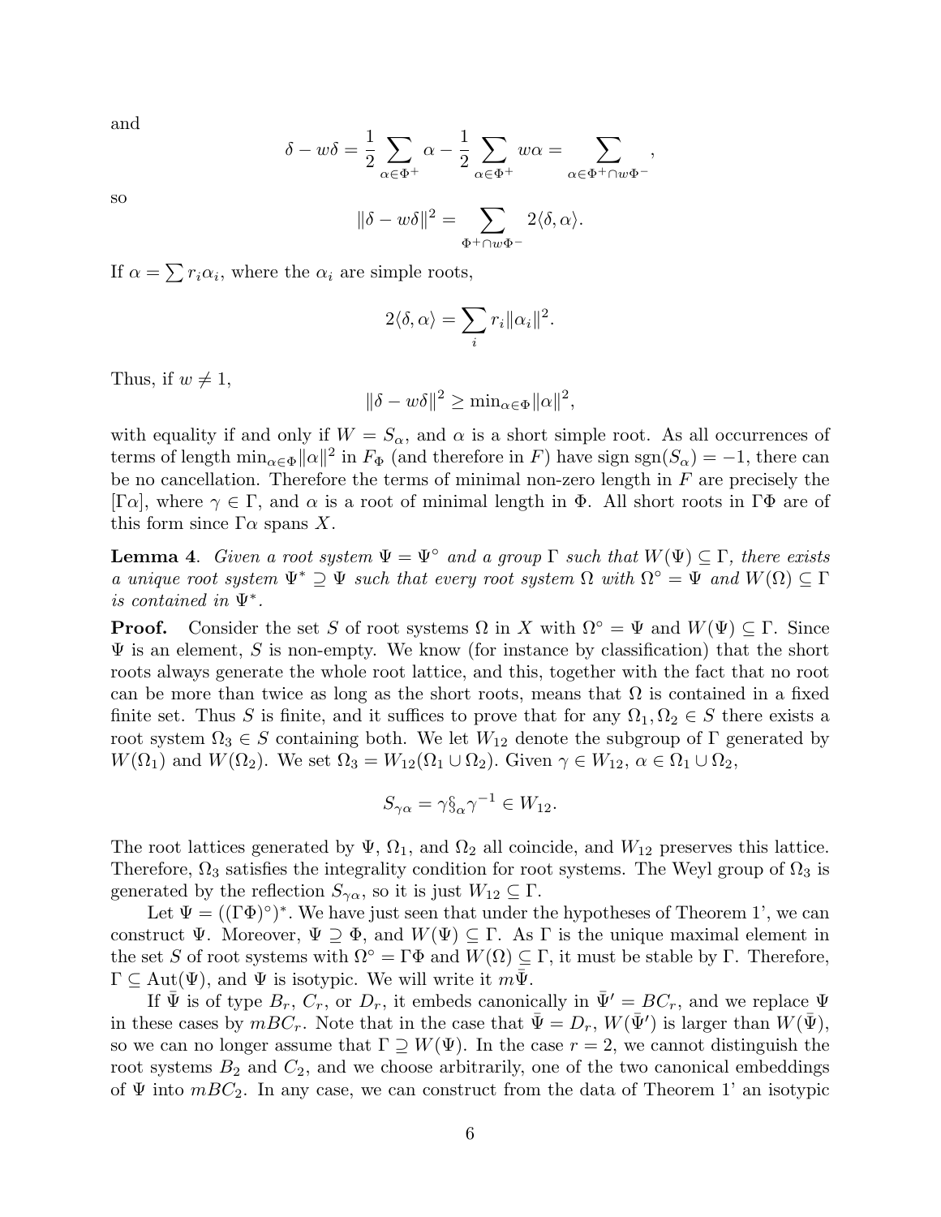and

$$\delta - w\delta = \frac{1}{2}\sum_{\alpha\in\Phi^+}\alpha - \frac{1}{2}\sum_{\alpha\in\Phi^+} w\alpha = \sum_{\alpha\in\Phi^+\cap w\Phi^-},$$

so

$$\|\delta - w\delta\|^2 = \sum_{\Phi^+\cap w\Phi^-} 2\langle\delta,\alpha\rangle.$$

If $\alpha = \sum r_i\alpha_i$, where the $\alpha_i$ are simple roots,

$$2\langle\delta,\alpha\rangle = \sum_i r_i\|\alpha_i\|^2.$$

Thus, if $w \neq 1$,

$$\|\delta - w\delta\|^2 \geq \min_{\alpha\in\Phi}\|\alpha\|^2,$$

with equality if and only if $W = S_\alpha$, and $\alpha$ is a short simple root. As all occurrences of terms of length $\min_{\alpha\in\Phi}\|\alpha\|^2$ in $F_\Phi$ (and therefore in $F$) have sign $\mathrm{sgn}(S_\alpha) = -1$, there can be no cancellation. Therefore the terms of minimal non-zero length in $F$ are precisely the $[\Gamma\alpha]$, where $\gamma \in \Gamma$, and $\alpha$ is a root of minimal length in $\Phi$. All short roots in $\Gamma\Phi$ are of this form since $\Gamma\alpha$ spans $X$.

**Lemma 4**. *Given a root system $\Psi = \Psi^\circ$ and a group $\Gamma$ such that $W(\Psi) \subseteq \Gamma$, there exists a unique root system $\Psi^* \supseteq \Psi$ such that every root system $\Omega$ with $\Omega^\circ = \Psi$ and $W(\Omega) \subseteq \Gamma$ is contained in $\Psi^*$.*

**Proof.** Consider the set $S$ of root systems $\Omega$ in $X$ with $\Omega^\circ = \Psi$ and $W(\Psi) \subseteq \Gamma$. Since $\Psi$ is an element, $S$ is non-empty. We know (for instance by classification) that the short roots always generate the whole root lattice, and this, together with the fact that no root can be more than twice as long as the short roots, means that $\Omega$ is contained in a fixed finite set. Thus $S$ is finite, and it suffices to prove that for any $\Omega_1, \Omega_2 \in S$ there exists a root system $\Omega_3 \in S$ containing both. We let $W_{12}$ denote the subgroup of $\Gamma$ generated by $W(\Omega_1)$ and $W(\Omega_2)$. We set $\Omega_3 = W_{12}(\Omega_1 \cup \Omega_2)$. Given $\gamma \in W_{12}$, $\alpha \in \Omega_1 \cup \Omega_2$,

$$S_{\gamma\alpha} = \gamma\S_\alpha\gamma^{-1} \in W_{12}.$$

The root lattices generated by $\Psi$, $\Omega_1$, and $\Omega_2$ all coincide, and $W_{12}$ preserves this lattice. Therefore, $\Omega_3$ satisfies the integrality condition for root systems. The Weyl group of $\Omega_3$ is generated by the reflection $S_{\gamma\alpha}$, so it is just $W_{12} \subseteq \Gamma$.

Let $\Psi = ((\Gamma\Phi)^\circ)^*$. We have just seen that under the hypotheses of Theorem 1', we can construct $\Psi$. Moreover, $\Psi \supseteq \Phi$, and $W(\Psi) \subseteq \Gamma$. As $\Gamma$ is the unique maximal element in the set $S$ of root systems with $\Omega^\circ = \Gamma\Phi$ and $W(\Omega) \subseteq \Gamma$, it must be stable by $\Gamma$. Therefore, $\Gamma \subseteq \mathrm{Aut}(\Psi)$, and $\Psi$ is isotypic. We will write it $m\bar{\Psi}$.

If $\bar{\Psi}$ is of type $B_r$, $C_r$, or $D_r$, it embeds canonically in $\bar{\Psi}' = BC_r$, and we replace $\Psi$ in these cases by $mBC_r$. Note that in the case that $\bar{\Psi} = D_r$, $W(\bar{\Psi}')$ is larger than $W(\bar{\Psi})$, so we can no longer assume that $\Gamma \supseteq W(\Psi)$. In the case $r = 2$, we cannot distinguish the root systems $B_2$ and $C_2$, and we choose arbitrarily, one of the two canonical embeddings of $\Psi$ into $mBC_2$. In any case, we can construct from the data of Theorem 1' an isotypic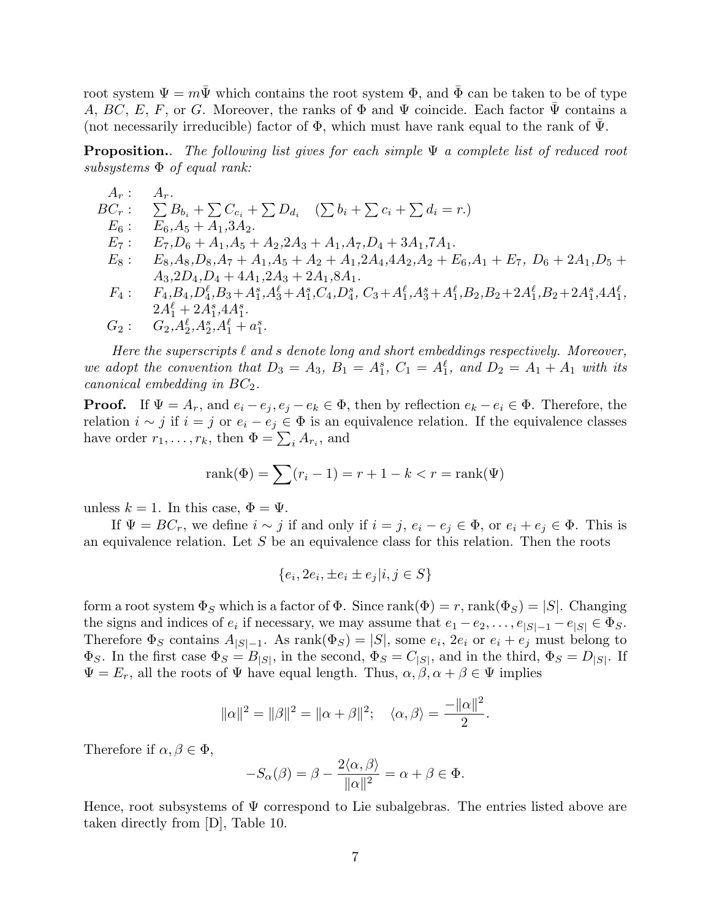root system $\Psi = m\bar{\Psi}$ which contains the root system $\Phi$, and $\bar{\Phi}$ can be taken to be of type $A$, $BC$, $E$, $F$, or $G$. Moreover, the ranks of $\Phi$ and $\Psi$ coincide. Each factor $\bar{\Psi}$ contains a (not necessarily irreducible) factor of $\Phi$, which must have rank equal to the rank of $\bar{\Psi}$.

**Proposition.**. *The following list gives for each simple $\Psi$ a complete list of reduced root subsystems $\Phi$ of equal rank:*

$A_r$ : $A_r$.

$BC_r$ : $\sum B_{b_i} + \sum C_{c_i} + \sum D_{d_i} \quad (\sum b_i + \sum c_i + \sum d_i = r.)$

$E_6$ : $E_6$, $A_5 + A_1$, $3A_2$.

$E_7$ : $E_7$, $D_6 + A_1$, $A_5 + A_2$, $2A_3 + A_1$, $A_7$, $D_4 + 3A_1$, $7A_1$.

$E_8$ : $E_8$, $A_8$, $D_8$, $A_7 + A_1$, $A_5 + A_2 + A_1$, $2A_4$, $4A_2$, $A_2 + E_6$, $A_1 + E_7$, $D_6 + 2A_1$, $D_5 + A_3$, $2D_4$, $D_4 + 4A_1$, $2A_3 + 2A_1$, $8A_1$.

$F_4$ : $F_4$, $B_4$, $D_4^\ell$, $B_3 + A_1^s$, $A_3^\ell + A_1^s$, $C_4$, $D_4^s$, $C_3 + A_1^\ell$, $A_3^s + A_1^\ell$, $B_2$, $B_2 + 2A_1^\ell$, $B_2 + 2A_1^s$, $4A_1^\ell$, $2A_1^\ell + 2A_1^s$, $4A_1^s$.

$G_2$ : $G_2$, $A_2^\ell$, $A_2^s$, $A_1^\ell + a_1^s$.

*Here the superscripts $\ell$ and $s$ denote long and short embeddings respectively. Moreover, we adopt the convention that $D_3 = A_3$, $B_1 = A_1^s$, $C_1 = A_1^\ell$, and $D_2 = A_1 + A_1$ with its canonical embedding in $BC_2$.*

**Proof.** If $\Psi = A_r$, and $e_i - e_j, e_j - e_k \in \Phi$, then by reflection $e_k - e_i \in \Phi$. Therefore, the relation $i \sim j$ if $i = j$ or $e_i - e_j \in \Phi$ is an equivalence relation. If the equivalence classes have order $r_1, \ldots, r_k$, then $\Phi = \sum_i A_{r_i}$, and

$$\text{rank}(\Phi) = \sum (r_i - 1) = r + 1 - k < r = \text{rank}(\Psi)$$

unless $k = 1$. In this case, $\Phi = \Psi$.

If $\Psi = BC_r$, we define $i \sim j$ if and only if $i = j$, $e_i - e_j \in \Phi$, or $e_i + e_j \in \Phi$. This is an equivalence relation. Let $S$ be an equivalence class for this relation. Then the roots

$$\{e_i, 2e_i, \pm e_i \pm e_j | i, j \in S\}$$

form a root system $\Phi_S$ which is a factor of $\Phi$. Since $\text{rank}(\Phi) = r$, $\text{rank}(\Phi_S) = |S|$. Changing the signs and indices of $e_i$ if necessary, we may assume that $e_1 - e_2, \ldots, e_{|S|-1} - e_{|S|} \in \Phi_S$. Therefore $\Phi_S$ contains $A_{|S|-1}$. As $\text{rank}(\Phi_S) = |S|$, some $e_i$, $2e_i$ or $e_i + e_j$ must belong to $\Phi_S$. In the first case $\Phi_S = B_{|S|}$, in the second, $\Phi_S = C_{|S|}$, and in the third, $\Phi_S = D_{|S|}$. If $\Psi = E_r$, all the roots of $\Psi$ have equal length. Thus, $\alpha, \beta, \alpha + \beta \in \Psi$ implies

$$\|\alpha\|^2 = \|\beta\|^2 = \|\alpha + \beta\|^2; \quad \langle \alpha, \beta \rangle = \frac{-\|\alpha\|^2}{2}.$$

Therefore if $\alpha, \beta \in \Phi$,

$$-S_\alpha(\beta) = \beta - \frac{2\langle \alpha, \beta \rangle}{\|\alpha\|^2} = \alpha + \beta \in \Phi.$$

Hence, root subsystems of $\Psi$ correspond to Lie subalgebras. The entries listed above are taken directly from [D], Table 10.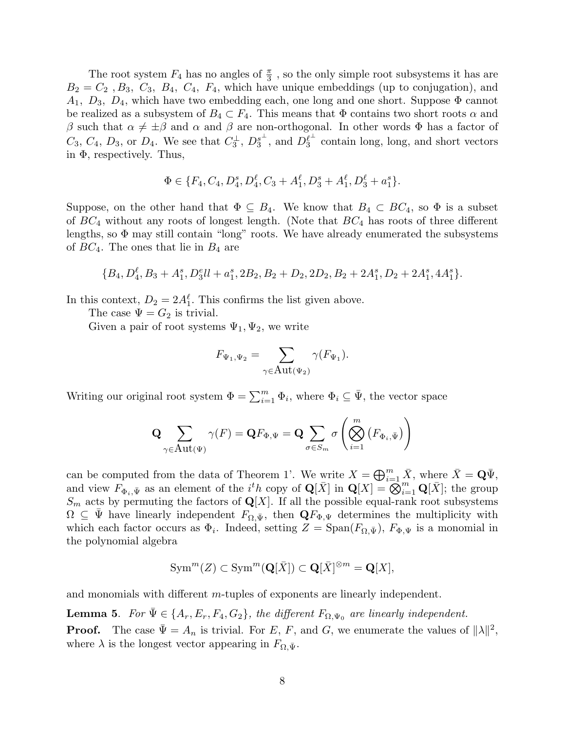The root system $F_4$ has no angles of $\frac{\pi}{3}$ , so the only simple root subsystems it has are $B_2 = C_2$ , $B_3$, $C_3$, $B_4$, $C_4$, $F_4$, which have unique embeddings (up to conjugation), and $A_1$, $D_3$, $D_4$, which have two embedding each, one long and one short. Suppose $\Phi$ cannot be realized as a subsystem of $B_4 \subset F_4$. This means that $\Phi$ contains two short roots $\alpha$ and $\beta$ such that $\alpha \neq \pm\beta$ and $\alpha$ and $\beta$ are non-orthogonal. In other words $\Phi$ has a factor of $C_3$, $C_4$, $D_3$, or $D_4$. We see that $C_3^{\perp}$, $D_3^{s^{\perp}}$, and $D_3^{\ell^{\perp}}$ contain long, long, and short vectors in $\Phi$, respectively. Thus,

$$\Phi \in \{F_4, C_4, D_4^s, D_4^\ell, C_3 + A_1^\ell, D_3^s + A_1^\ell, D_3^\ell + a_1^s\}.$$

Suppose, on the other hand that $\Phi \subseteq B_4$. We know that $B_4 \subset BC_4$, so $\Phi$ is a subset of $BC_4$ without any roots of longest length. (Note that $BC_4$ has roots of three different lengths, so $\Phi$ may still contain "long" roots. We have already enumerated the subsystems of $BC_4$. The ones that lie in $B_4$ are

$$\{B_4, D_4^\ell, B_3 + A_1^s, D_3^ell + a_1^s, 2B_2, B_2 + D_2, 2D_2, B_2 + 2A_1^s, D_2 + 2A_1^s, 4A_1^s\}.$$

In this context, $D_2 = 2A_1^\ell$. This confirms the list given above.

The case $\Psi = G_2$ is trivial.

Given a pair of root systems $\Psi_1, \Psi_2$, we write

$$F_{\Psi_1,\Psi_2} = \sum_{\gamma \in \mathrm{Aut}(\Psi_2)} \gamma(F_{\Psi_1}).$$

Writing our original root system $\Phi = \sum_{i=1}^m \Phi_i$, where $\Phi_i \subseteq \bar{\Psi}$, the vector space

$$\mathbf{Q} \sum_{\gamma \in \mathrm{Aut}(\Psi)} \gamma(F) = \mathbf{Q} F_{\Phi,\Psi} = \mathbf{Q} \sum_{\sigma \in S_m} \sigma\left(\bigotimes_{i=1}^m \left(F_{\Phi_i,\bar{\Psi}}\right)\right)$$

can be computed from the data of Theorem 1'. We write $X = \bigoplus_{i=1}^m \bar{X}$, where $\bar{X} = \mathbf{Q}\bar{\Psi}$, and view $F_{\Phi_i,\bar{\Psi}}$ as an element of the $i^th$ copy of $\mathbf{Q}[\bar{X}]$ in $\mathbf{Q}[X] = \bigotimes_{i=1}^m \mathbf{Q}[\bar{X}]$; the group $S_m$ acts by permuting the factors of $\mathbf{Q}[X]$. If all the possible equal-rank root subsystems $\Omega \subseteq \bar{\Psi}$ have linearly independent $F_{\Omega,\bar{\Psi}}$, then $\mathbf{Q}F_{\Phi,\Psi}$ determines the multiplicity with which each factor occurs as $\Phi_i$. Indeed, setting $Z = \mathrm{Span}(F_{\Omega,\bar{\Psi}})$, $F_{\Phi,\Psi}$ is a monomial in the polynomial algebra

$$\mathrm{Sym}^m(Z) \subset \mathrm{Sym}^m(\mathbf{Q}[\bar{X}]) \subset \mathbf{Q}[\bar{X}]^{\otimes m} = \mathbf{Q}[X],$$

and monomials with different $m$-tuples of exponents are linearly independent.

**Lemma 5**. *For $\bar{\Psi} \in \{A_r, E_r, F_4, G_2\}$, the different $F_{\Omega,\Psi_0}$ are linearly independent.*

**Proof.** The case $\bar{\Psi} = A_n$ is trivial. For $E$, $F$, and $G$, we enumerate the values of $\|\lambda\|^2$, where $\lambda$ is the longest vector appearing in $F_{\Omega,\bar{\Psi}}$.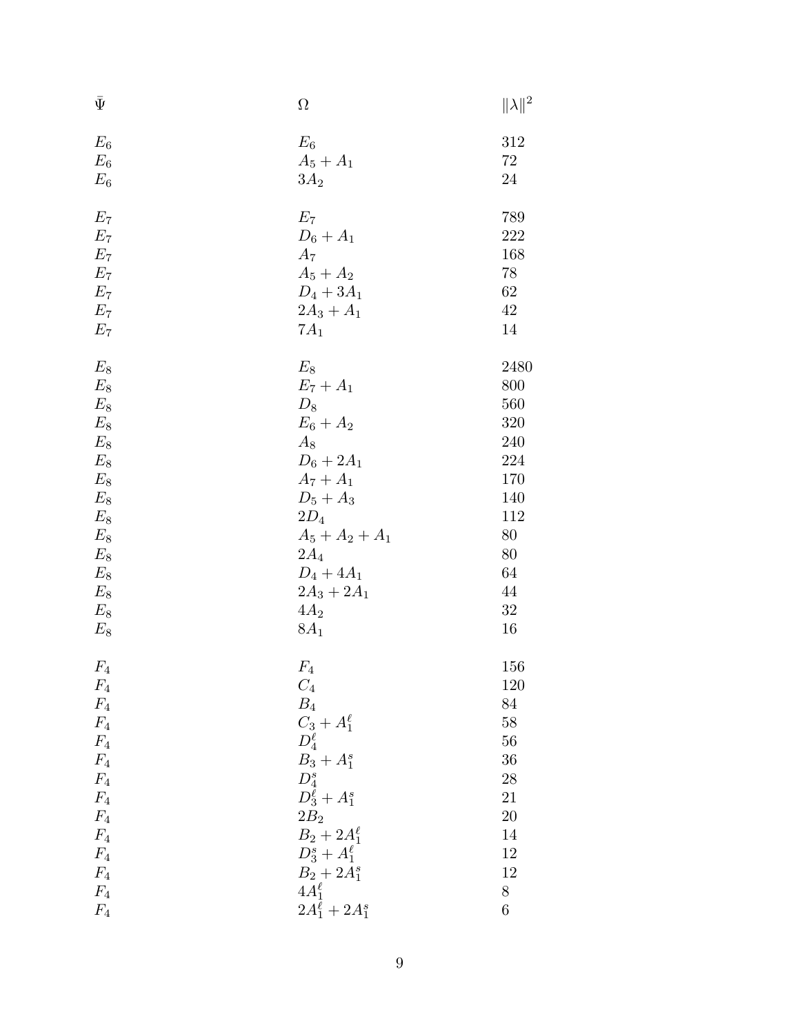| $\bar{\Psi}$ | $\Omega$ | $\|\lambda\|^2$ |
|---|---|---|
| $E_6$ | $E_6$ | 312 |
| $E_6$ | $A_5 + A_1$ | 72 |
| $E_6$ | $3A_2$ | 24 |
| | | |
| $E_7$ | $E_7$ | 789 |
| $E_7$ | $D_6 + A_1$ | 222 |
| $E_7$ | $A_7$ | 168 |
| $E_7$ | $A_5 + A_2$ | 78 |
| $E_7$ | $D_4 + 3A_1$ | 62 |
| $E_7$ | $2A_3 + A_1$ | 42 |
| $E_7$ | $7A_1$ | 14 |
| | | |
| $E_8$ | $E_8$ | 2480 |
| $E_8$ | $E_7 + A_1$ | 800 |
| $E_8$ | $D_8$ | 560 |
| $E_8$ | $E_6 + A_2$ | 320 |
| $E_8$ | $A_8$ | 240 |
| $E_8$ | $D_6 + 2A_1$ | 224 |
| $E_8$ | $A_7 + A_1$ | 170 |
| $E_8$ | $D_5 + A_3$ | 140 |
| $E_8$ | $2D_4$ | 112 |
| $E_8$ | $A_5 + A_2 + A_1$ | 80 |
| $E_8$ | $2A_4$ | 80 |
| $E_8$ | $D_4 + 4A_1$ | 64 |
| $E_8$ | $2A_3 + 2A_1$ | 44 |
| $E_8$ | $4A_2$ | 32 |
| $E_8$ | $8A_1$ | 16 |
| | | |
| $F_4$ | $F_4$ | 156 |
| $F_4$ | $C_4$ | 120 |
| $F_4$ | $B_4$ | 84 |
| $F_4$ | $C_3 + A_1^\ell$ | 58 |
| $F_4$ | $D_4^\ell$ | 56 |
| $F_4$ | $B_3 + A_1^s$ | 36 |
| $F_4$ | $D_4^s$ | 28 |
| $F_4$ | $D_3^\ell + A_1^s$ | 21 |
| $F_4$ | $2B_2$ | 20 |
| $F_4$ | $B_2 + 2A_1^\ell$ | 14 |
| $F_4$ | $D_3^s + A_1^\ell$ | 12 |
| $F_4$ | $B_2 + 2A_1^s$ | 12 |
| $F_4$ | $4A_1^\ell$ | 8 |
| $F_4$ | $2A_1^\ell + 2A_1^s$ | 6 |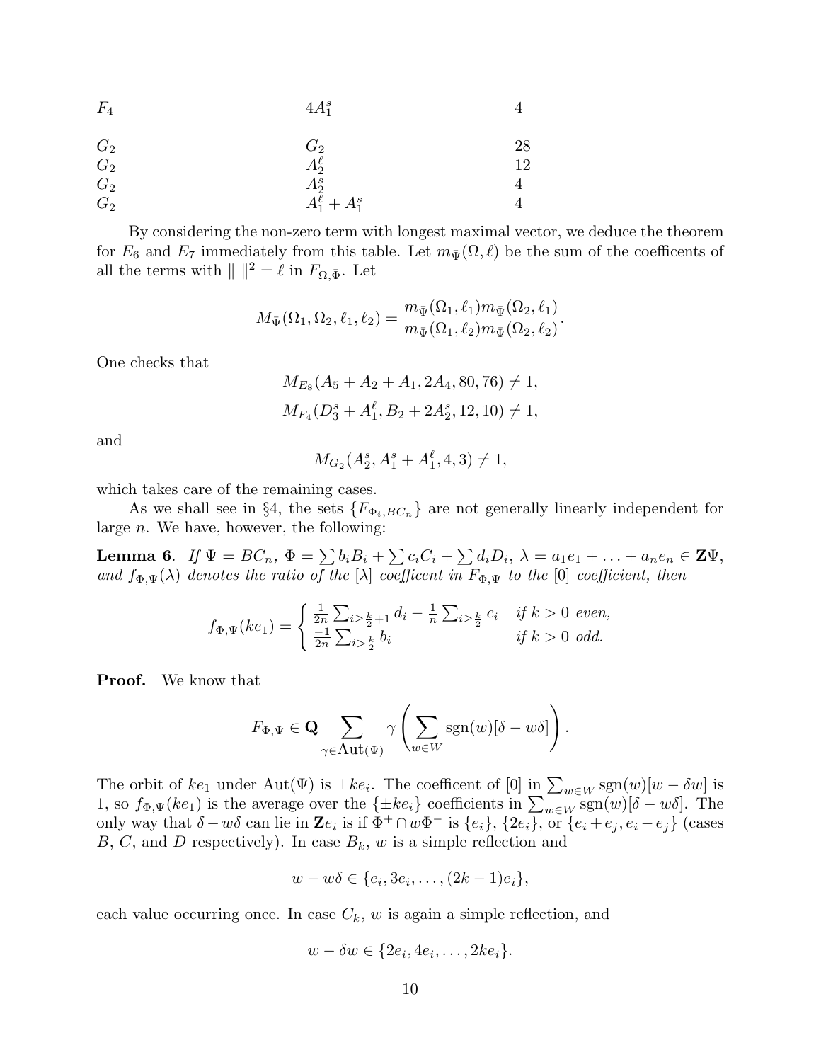| | | |
|---|---|---|
| $F_4$ | $4A_1^s$ | 4 |
| | | |
| $G_2$ | $G_2$ | 28 |
| $G_2$ | $A_2^\ell$ | 12 |
| $G_2$ | $A_2^s$ | 4 |
| $G_2$ | $A_1^\ell + A_1^s$ | 4 |

By considering the non-zero term with longest maximal vector, we deduce the theorem for $E_6$ and $E_7$ immediately from this table. Let $m_{\bar{\Psi}}(\Omega, \ell)$ be the sum of the coefficents of all the terms with $\| \|^2 = \ell$ in $F_{\Omega,\bar{\Phi}}$. Let

$$M_{\bar{\Psi}}(\Omega_1, \Omega_2, \ell_1, \ell_2) = \frac{m_{\bar{\Psi}}(\Omega_1, \ell_1) m_{\bar{\Psi}}(\Omega_2, \ell_1)}{m_{\bar{\Psi}}(\Omega_1, \ell_2) m_{\bar{\Psi}}(\Omega_2, \ell_2)}.$$

One checks that

$$M_{E_8}(A_5 + A_2 + A_1, 2A_4, 80, 76) \neq 1,$$

$$M_{F_4}(D_3^s + A_1^\ell, B_2 + 2A_2^s, 12, 10) \neq 1,$$

and

$$M_{G_2}(A_2^s, A_1^s + A_1^\ell, 4, 3) \neq 1,$$

which takes care of the remaining cases.

As we shall see in §4, the sets $\{F_{\Phi_i, BC_n}\}$ are not generally linearly independent for large $n$. We have, however, the following:

**Lemma 6**. *If $\Psi = BC_n$, $\Phi = \sum b_i B_i + \sum c_i C_i + \sum d_i D_i$, $\lambda = a_1 e_1 + \ldots + a_n e_n \in \mathbf{Z}\Psi$, and $f_{\Phi,\Psi}(\lambda)$ denotes the ratio of the $[\lambda]$ coefficent in $F_{\Phi,\Psi}$ to the $[0]$ coefficient, then*

$$f_{\Phi,\Psi}(ke_1) = \begin{cases} \frac{1}{2n} \sum_{i \geq \frac{k}{2}+1} d_i - \frac{1}{n} \sum_{i \geq \frac{k}{2}} c_i & \text{if } k > 0 \text{ even,} \\ \frac{-1}{2n} \sum_{i > \frac{k}{2}} b_i & \text{if } k > 0 \text{ odd.} \end{cases}$$

**Proof.** We know that

$$F_{\Phi,\Psi} \in \mathbf{Q} \sum_{\gamma \in \mathrm{Aut}(\Psi)} \gamma \left( \sum_{w \in W} \mathrm{sgn}(w) [\delta - w\delta] \right).$$

The orbit of $ke_1$ under $\mathrm{Aut}(\Psi)$ is $\pm ke_i$. The coefficent of $[0]$ in $\sum_{w \in W} \mathrm{sgn}(w)[w - \delta w]$ is 1, so $f_{\Phi,\Psi}(ke_1)$ is the average over the $\{\pm ke_i\}$ coefficients in $\sum_{w \in W} \mathrm{sgn}(w)[\delta - w\delta]$. The only way that $\delta - w\delta$ can lie in $\mathbf{Z}e_i$ is if $\Phi^+ \cap w\Phi^-$ is $\{e_i\}$, $\{2e_i\}$, or $\{e_i + e_j, e_i - e_j\}$ (cases $B$, $C$, and $D$ respectively). In case $B_k$, $w$ is a simple reflection and

$$w - w\delta \in \{e_i, 3e_i, \ldots, (2k-1)e_i\},$$

each value occurring once. In case $C_k$, $w$ is again a simple reflection, and

$$w - \delta w \in \{2e_i, 4e_i, \ldots, 2ke_i\}.$$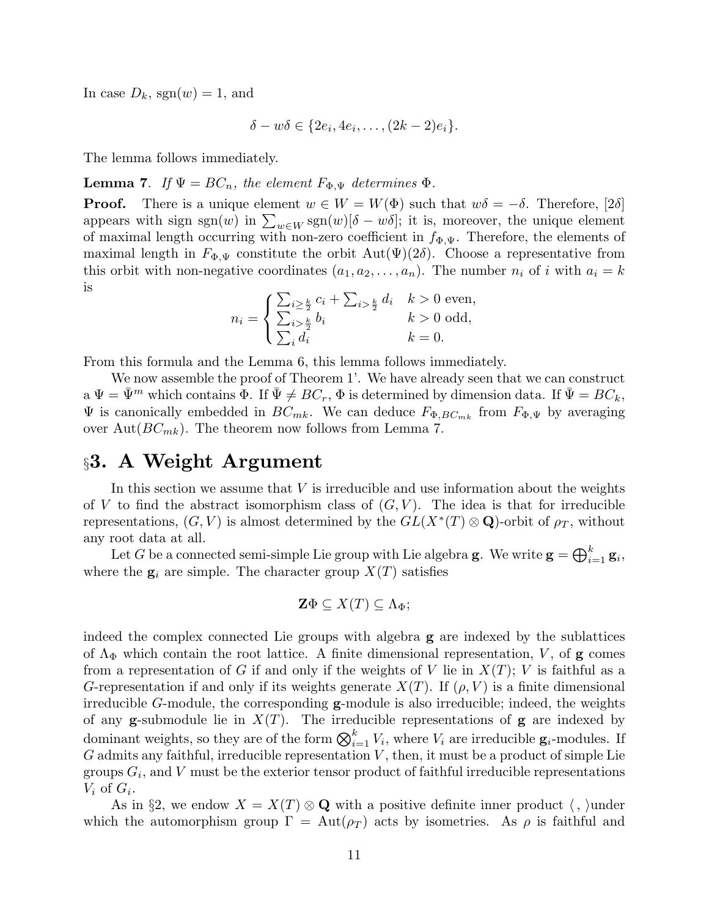In case $D_k$, $\mathrm{sgn}(w) = 1$, and

$$\delta - w\delta \in \{2e_i, 4e_i, \ldots, (2k-2)e_i\}.$$

The lemma follows immediately.

**Lemma 7**. *If $\Psi = BC_n$, the element $F_{\Phi,\Psi}$ determines $\Phi$.*

**Proof.** There is a unique element $w \in W = W(\Phi)$ such that $w\delta = -\delta$. Therefore, $[2\delta]$ appears with sign $\mathrm{sgn}(w)$ in $\sum_{w \in W} \mathrm{sgn}(w)[\delta - w\delta]$; it is, moreover, the unique element of maximal length occurring with non-zero coefficient in $f_{\Phi,\Psi}$. Therefore, the elements of maximal length in $F_{\Phi,\Psi}$ constitute the orbit $\mathrm{Aut}(\Psi)(2\delta)$. Choose a representative from this orbit with non-negative coordinates $(a_1, a_2, \ldots, a_n)$. The number $n_i$ of $i$ with $a_i = k$ is

$$n_i = \begin{cases} \sum_{i \geq \frac{k}{2}} c_i + \sum_{i > \frac{k}{2}} d_i & k > 0 \text{ even}, \\ \sum_{i > \frac{k}{2}} b_i & k > 0 \text{ odd}, \\ \sum_i d_i & k = 0. \end{cases}$$

From this formula and the Lemma 6, this lemma follows immediately.

We now assemble the proof of Theorem 1'. We have already seen that we can construct a $\Psi = \bar{\Psi}^m$ which contains $\Phi$. If $\bar{\Psi} \neq BC_r$, $\Phi$ is determined by dimension data. If $\bar{\Psi} = BC_k$, $\Psi$ is canonically embedded in $BC_{mk}$. We can deduce $F_{\Phi,BC_{mk}}$ from $F_{\Phi,\Psi}$ by averaging over $\mathrm{Aut}(BC_{mk})$. The theorem now follows from Lemma 7.

## §3. A Weight Argument

In this section we assume that $V$ is irreducible and use information about the weights of $V$ to find the abstract isomorphism class of $(G, V)$. The idea is that for irreducible representations, $(G, V)$ is almost determined by the $GL(X^*(T) \otimes \mathbf{Q})$-orbit of $\rho_T$, without any root data at all.

Let $G$ be a connected semi-simple Lie group with Lie algebra $\mathbf{g}$. We write $\mathbf{g} = \bigoplus_{i=1}^k \mathbf{g}_i$, where the $\mathbf{g}_i$ are simple. The character group $X(T)$ satisfies

$$\mathbf{Z}\Phi \subseteq X(T) \subseteq \Lambda_\Phi;$$

indeed the complex connected Lie groups with algebra $\mathbf{g}$ are indexed by the sublattices of $\Lambda_\Phi$ which contain the root lattice. A finite dimensional representation, $V$, of $\mathbf{g}$ comes from a representation of $G$ if and only if the weights of $V$ lie in $X(T)$; $V$ is faithful as a $G$-representation if and only if its weights generate $X(T)$. If $(\rho, V)$ is a finite dimensional irreducible $G$-module, the corresponding $\mathbf{g}$-module is also irreducible; indeed, the weights of any $\mathbf{g}$-submodule lie in $X(T)$. The irreducible representations of $\mathbf{g}$ are indexed by dominant weights, so they are of the form $\bigotimes_{i=1}^k V_i$, where $V_i$ are irreducible $\mathbf{g}_i$-modules. If $G$ admits any faithful, irreducible representation $V$, then, it must be a product of simple Lie groups $G_i$, and $V$ must be the exterior tensor product of faithful irreducible representations $V_i$ of $G_i$.

As in §2, we endow $X = X(T) \otimes \mathbf{Q}$ with a positive definite inner product $\langle\, , \rangle$under which the automorphism group $\Gamma = \mathrm{Aut}(\rho_T)$ acts by isometries. As $\rho$ is faithful and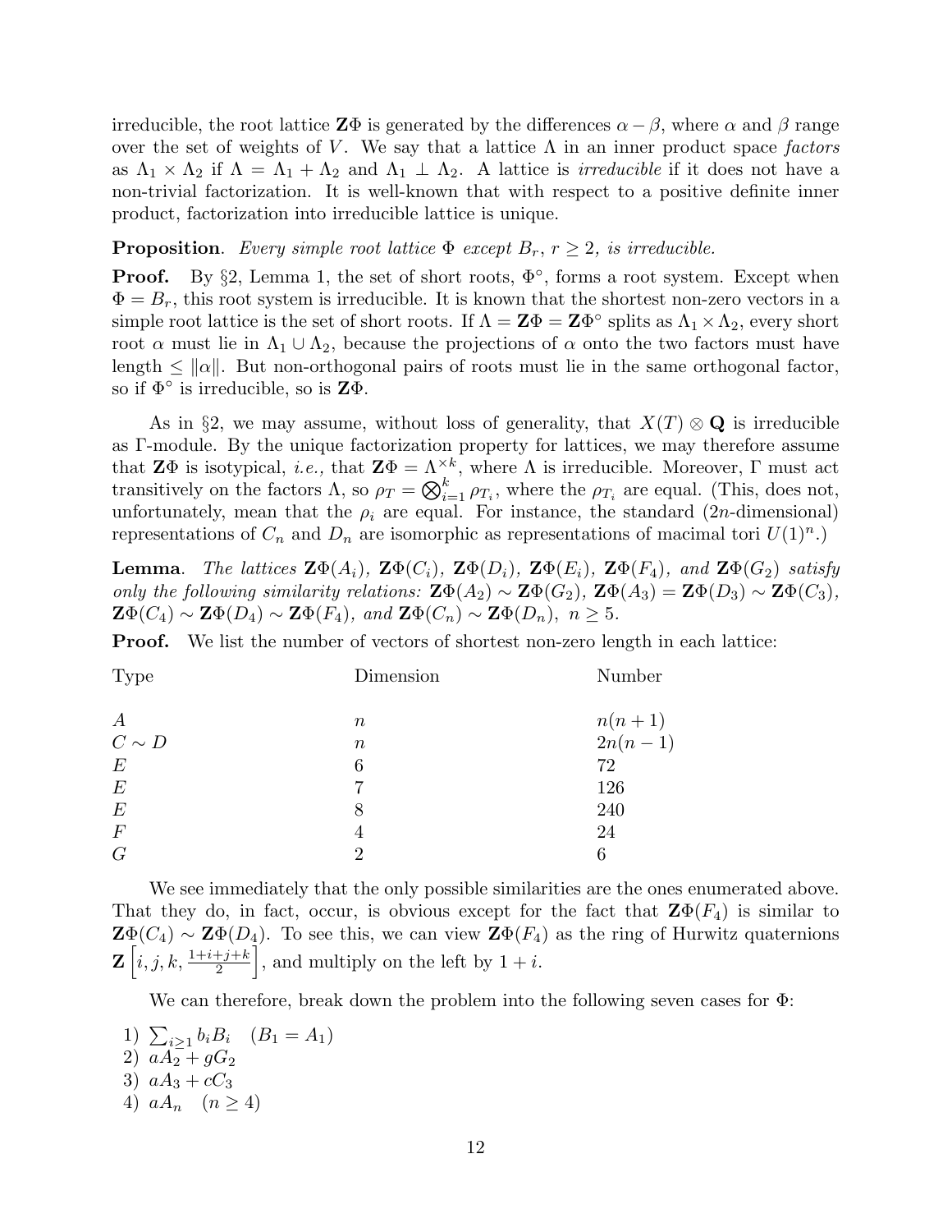irreducible, the root lattice $\mathbf{Z}\Phi$ is generated by the differences $\alpha - \beta$, where $\alpha$ and $\beta$ range over the set of weights of $V$. We say that a lattice $\Lambda$ in an inner product space *factors* as $\Lambda_1 \times \Lambda_2$ if $\Lambda = \Lambda_1 + \Lambda_2$ and $\Lambda_1 \perp \Lambda_2$. A lattice is *irreducible* if it does not have a non-trivial factorization. It is well-known that with respect to a positive definite inner product, factorization into irreducible lattice is unique.

**Proposition**. *Every simple root lattice $\Phi$ except $B_r$, $r \geq 2$, is irreducible.*

**Proof.** By §2, Lemma 1, the set of short roots, $\Phi^\circ$, forms a root system. Except when $\Phi = B_r$, this root system is irreducible. It is known that the shortest non-zero vectors in a simple root lattice is the set of short roots. If $\Lambda = \mathbf{Z}\Phi = \mathbf{Z}\Phi^\circ$ splits as $\Lambda_1 \times \Lambda_2$, every short root $\alpha$ must lie in $\Lambda_1 \cup \Lambda_2$, because the projections of $\alpha$ onto the two factors must have length $\leq \|\alpha\|$. But non-orthogonal pairs of roots must lie in the same orthogonal factor, so if $\Phi^\circ$ is irreducible, so is $\mathbf{Z}\Phi$.

As in §2, we may assume, without loss of generality, that $X(T) \otimes \mathbf{Q}$ is irreducible as $\Gamma$-module. By the unique factorization property for lattices, we may therefore assume that $\mathbf{Z}\Phi$ is isotypical, *i.e.,* that $\mathbf{Z}\Phi = \Lambda^{\times k}$, where $\Lambda$ is irreducible. Moreover, $\Gamma$ must act transitively on the factors $\Lambda$, so $\rho_T = \bigotimes_{i=1}^k \rho_{T_i}$, where the $\rho_{T_i}$ are equal. (This, does not, unfortunately, mean that the $\rho_i$ are equal. For instance, the standard ($2n$-dimensional) representations of $C_n$ and $D_n$ are isomorphic as representations of macimal tori $U(1)^n$.)

**Lemma**. *The lattices $\mathbf{Z}\Phi(A_i)$, $\mathbf{Z}\Phi(C_i)$, $\mathbf{Z}\Phi(D_i)$, $\mathbf{Z}\Phi(E_i)$, $\mathbf{Z}\Phi(F_4)$, and $\mathbf{Z}\Phi(G_2)$ satisfy only the following similarity relations: $\mathbf{Z}\Phi(A_2) \sim \mathbf{Z}\Phi(G_2)$, $\mathbf{Z}\Phi(A_3) = \mathbf{Z}\Phi(D_3) \sim \mathbf{Z}\Phi(C_3)$, $\mathbf{Z}\Phi(C_4) \sim \mathbf{Z}\Phi(D_4) \sim \mathbf{Z}\Phi(F_4)$, and $\mathbf{Z}\Phi(C_n) \sim \mathbf{Z}\Phi(D_n)$, $n \geq 5$.*

**Proof.** We list the number of vectors of shortest non-zero length in each lattice:

| Type | Dimension | Number |
|---|---|---|
| $A$ | $n$ | $n(n+1)$ |
| $C \sim D$ | $n$ | $2n(n-1)$ |
| $E$ | 6 | 72 |
| $E$ | 7 | 126 |
| $E$ | 8 | 240 |
| $F$ | 4 | 24 |
| $G$ | 2 | 6 |

We see immediately that the only possible similarities are the ones enumerated above. That they do, in fact, occur, is obvious except for the fact that $\mathbf{Z}\Phi(F_4)$ is similar to $\mathbf{Z}\Phi(C_4) \sim \mathbf{Z}\Phi(D_4)$. To see this, we can view $\mathbf{Z}\Phi(F_4)$ as the ring of Hurwitz quaternions $\mathbf{Z}\left[i, j, k, \frac{1+i+j+k}{2}\right]$, and multiply on the left by $1+i$.

We can therefore, break down the problem into the following seven cases for $\Phi$:

1) $\sum_{i\geq 1} b_i B_i \quad (B_1 = A_1)$
2) $aA_2 + gG_2$
3) $aA_3 + cC_3$
4) $aA_n \quad (n \geq 4)$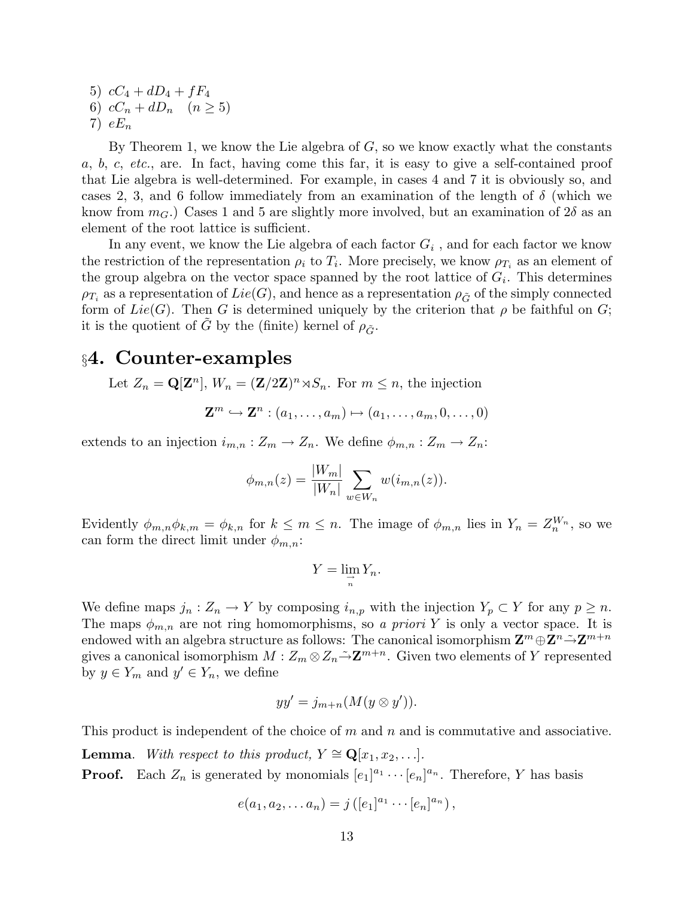5) $cC_4 + dD_4 + fF_4$
6) $cC_n + dD_n \quad (n \geq 5)$
7) $eE_n$

By Theorem 1, we know the Lie algebra of $G$, so we know exactly what the constants $a$, $b$, $c$, *etc.*, are. In fact, having come this far, it is easy to give a self-contained proof that Lie algebra is well-determined. For example, in cases 4 and 7 it is obviously so, and cases 2, 3, and 6 follow immediately from an examination of the length of $\delta$ (which we know from $m_G$.) Cases 1 and 5 are slightly more involved, but an examination of $2\delta$ as an element of the root lattice is sufficient.

In any event, we know the Lie algebra of each factor $G_i$ , and for each factor we know the restriction of the representation $\rho_i$ to $T_i$. More precisely, we know $\rho_{T_i}$ as an element of the group algebra on the vector space spanned by the root lattice of $G_i$. This determines $\rho_{T_i}$ as a representation of $Lie(G)$, and hence as a representation $\rho_{\tilde{G}}$ of the simply connected form of $Lie(G)$. Then $G$ is determined uniquely by the criterion that $\rho$ be faithful on $G$; it is the quotient of $\tilde{G}$ by the (finite) kernel of $\rho_{\tilde{G}}$.

## §4. Counter-examples

Let $Z_n = \mathbf{Q}[\mathbf{Z}^n]$, $W_n = (\mathbf{Z}/2\mathbf{Z})^n \rtimes S_n$. For $m \leq n$, the injection

$$\mathbf{Z}^m \hookrightarrow \mathbf{Z}^n : (a_1, \ldots, a_m) \mapsto (a_1, \ldots, a_m, 0, \ldots, 0)$$

extends to an injection $i_{m,n} : Z_m \to Z_n$. We define $\phi_{m,n} : Z_m \to Z_n$:

$$\phi_{m,n}(z) = \frac{|W_m|}{|W_n|} \sum_{w \in W_n} w(i_{m,n}(z)).$$

Evidently $\phi_{m,n}\phi_{k,m} = \phi_{k,n}$ for $k \leq m \leq n$. The image of $\phi_{m,n}$ lies in $Y_n = Z_n^{W_n}$, so we can form the direct limit under $\phi_{m,n}$:

$$Y = \varinjlim_{n} Y_n.$$

We define maps $j_n : Z_n \to Y$ by composing $i_{n,p}$ with the injection $Y_p \subset Y$ for any $p \geq n$. The maps $\phi_{m,n}$ are not ring homomorphisms, so *a priori* $Y$ is only a vector space. It is endowed with an algebra structure as follows: The canonical isomorphism $\mathbf{Z}^m \oplus \mathbf{Z}^n \tilde{\to} \mathbf{Z}^{m+n}$ gives a canonical isomorphism $M : Z_m \otimes Z_n \tilde{\to} \mathbf{Z}^{m+n}$. Given two elements of $Y$ represented by $y \in Y_m$ and $y' \in Y_n$, we define

$$yy' = j_{m+n}(M(y \otimes y')).$$

This product is independent of the choice of $m$ and $n$ and is commutative and associative.

**Lemma**. *With respect to this product, $Y \cong \mathbf{Q}[x_1, x_2, \ldots]$.*

**Proof.** Each $Z_n$ is generated by monomials $[e_1]^{a_1} \cdots [e_n]^{a_n}$. Therefore, $Y$ has basis

$$e(a_1, a_2, \ldots a_n) = j\left([e_1]^{a_1} \cdots [e_n]^{a_n}\right),$$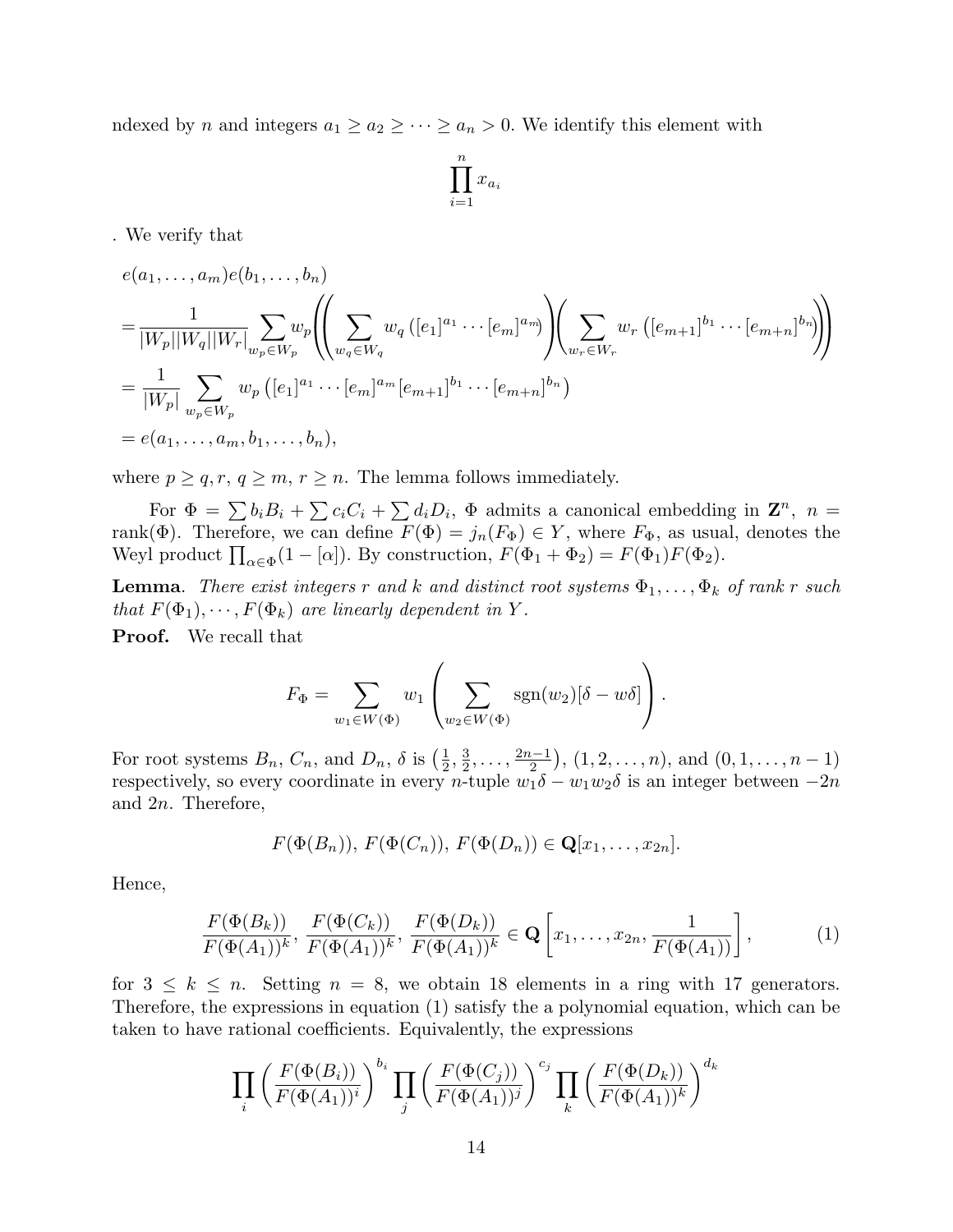ndexed by $n$ and integers $a_1 \geq a_2 \geq \cdots \geq a_n > 0$. We identify this element with

$$\prod_{i=1}^{n} x_{a_i}$$

. We verify that

$$\begin{aligned}
&e(a_1,\ldots,a_m)e(b_1,\ldots,b_n)\\
&=\frac{1}{|W_p||W_q||W_r|}\sum_{w_p\in W_p} w_p\!\left(\!\left(\sum_{w_q\in W_q} w_q\left([e_1]^{a_1}\cdots[e_m]^{a_m}\right)\right)\!\left(\sum_{w_r\in W_r} w_r\left([e_{m+1}]^{b_1}\cdots[e_{m+n}]^{b_n}\right)\right)\!\right)\\
&=\frac{1}{|W_p|}\sum_{w_p\in W_p} w_p\left([e_1]^{a_1}\cdots[e_m]^{a_m}[e_{m+1}]^{b_1}\cdots[e_{m+n}]^{b_n}\right)\\
&=e(a_1,\ldots,a_m,b_1,\ldots,b_n),
\end{aligned}$$

where $p \geq q, r$, $q \geq m$, $r \geq n$. The lemma follows immediately.

For $\Phi = \sum b_i B_i + \sum c_i C_i + \sum d_i D_i$, $\Phi$ admits a canonical embedding in $\mathbf{Z}^n$, $n = \text{rank}(\Phi)$. Therefore, we can define $F(\Phi) = j_n(F_\Phi) \in Y$, where $F_\Phi$, as usual, denotes the Weyl product $\prod_{\alpha\in\Phi}(1-[\alpha])$. By construction, $F(\Phi_1+\Phi_2) = F(\Phi_1)F(\Phi_2)$.

**Lemma**. *There exist integers $r$ and $k$ and distinct root systems $\Phi_1,\ldots,\Phi_k$ of rank $r$ such that $F(\Phi_1),\cdots,F(\Phi_k)$ are linearly dependent in $Y$.*

**Proof.** We recall that

$$F_\Phi = \sum_{w_1\in W(\Phi)} w_1\left(\sum_{w_2\in W(\Phi)} \text{sgn}(w_2)[\delta - w\delta]\right).$$

For root systems $B_n$, $C_n$, and $D_n$, $\delta$ is $\left(\frac{1}{2},\frac{3}{2},\ldots,\frac{2n-1}{2}\right)$, $(1,2,\ldots,n)$, and $(0,1,\ldots,n-1)$ respectively, so every coordinate in every $n$-tuple $w_1\delta - w_1w_2\delta$ is an integer between $-2n$ and $2n$. Therefore,

$$F(\Phi(B_n)),\, F(\Phi(C_n)),\, F(\Phi(D_n)) \in \mathbf{Q}[x_1,\ldots,x_{2n}].$$

Hence,

$$\frac{F(\Phi(B_k))}{F(\Phi(A_1))^k},\, \frac{F(\Phi(C_k))}{F(\Phi(A_1))^k},\, \frac{F(\Phi(D_k))}{F(\Phi(A_1))^k} \in \mathbf{Q}\left[x_1,\ldots,x_{2n},\frac{1}{F(\Phi(A_1))}\right], \tag{1}$$

for $3 \leq k \leq n$. Setting $n = 8$, we obtain 18 elements in a ring with 17 generators. Therefore, the expressions in equation (1) satisfy the a polynomial equation, which can be taken to have rational coefficients. Equivalently, the expressions

$$\prod_i \left(\frac{F(\Phi(B_i))}{F(\Phi(A_1))^i}\right)^{b_i} \prod_j \left(\frac{F(\Phi(C_j))}{F(\Phi(A_1))^j}\right)^{c_j} \prod_k \left(\frac{F(\Phi(D_k))}{F(\Phi(A_1))^k}\right)^{d_k}$$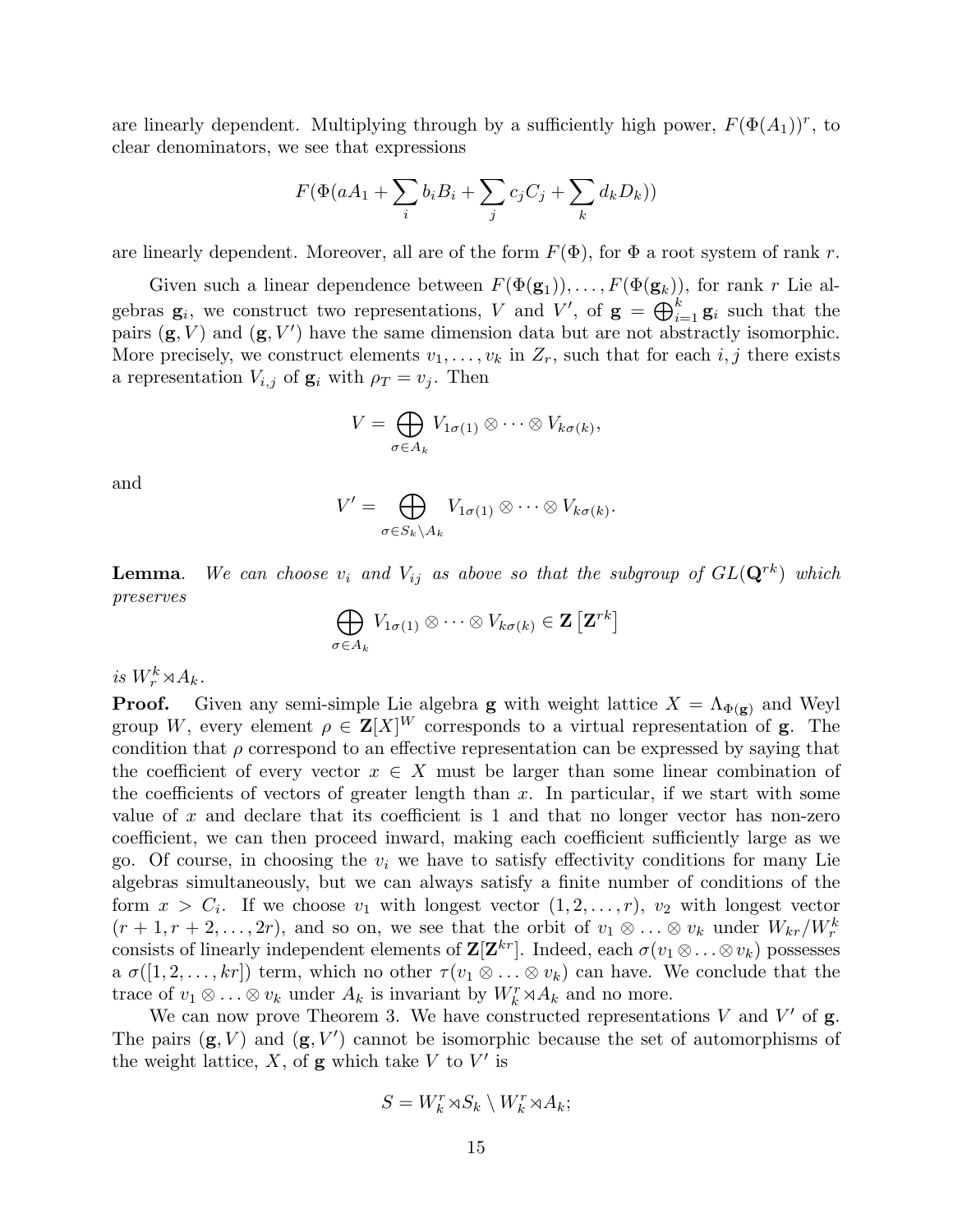are linearly dependent. Multiplying through by a sufficiently high power, $F(\Phi(A_1))^r$, to clear denominators, we see that expressions

$$F(\Phi(aA_1 + \sum_i b_i B_i + \sum_j c_j C_j + \sum_k d_k D_k))$$

are linearly dependent. Moreover, all are of the form $F(\Phi)$, for $\Phi$ a root system of rank $r$.

Given such a linear dependence between $F(\Phi(\mathbf{g}_1)), \ldots, F(\Phi(\mathbf{g}_k))$, for rank $r$ Lie algebras $\mathbf{g}_i$, we construct two representations, $V$ and $V'$, of $\mathbf{g} = \bigoplus_{i=1}^k \mathbf{g}_i$ such that the pairs $(\mathbf{g}, V)$ and $(\mathbf{g}, V')$ have the same dimension data but are not abstractly isomorphic. More precisely, we construct elements $v_1, \ldots, v_k$ in $Z_r$, such that for each $i, j$ there exists a representation $V_{i,j}$ of $\mathbf{g}_i$ with $\rho_T = v_j$. Then

$$V = \bigoplus_{\sigma \in A_k} V_{1\sigma(1)} \otimes \cdots \otimes V_{k\sigma(k)},$$

and

$$V' = \bigoplus_{\sigma \in S_k \setminus A_k} V_{1\sigma(1)} \otimes \cdots \otimes V_{k\sigma(k)}.$$

**Lemma**. *We can choose $v_i$ and $V_{ij}$ as above so that the subgroup of $GL(\mathbf{Q}^{rk})$ which preserves*

$$\bigoplus_{\sigma \in A_k} V_{1\sigma(1)} \otimes \cdots \otimes V_{k\sigma(k)} \in \mathbf{Z}\left[\mathbf{Z}^{rk}\right]$$

*is $W_r^k \rtimes A_k$.*

**Proof.** Given any semi-simple Lie algebra $\mathbf{g}$ with weight lattice $X = \Lambda_{\Phi(\mathbf{g})}$ and Weyl group $W$, every element $\rho \in \mathbf{Z}[X]^W$ corresponds to a virtual representation of $\mathbf{g}$. The condition that $\rho$ correspond to an effective representation can be expressed by saying that the coefficient of every vector $x \in X$ must be larger than some linear combination of the coefficients of vectors of greater length than $x$. In particular, if we start with some value of $x$ and declare that its coefficient is 1 and that no longer vector has non-zero coefficient, we can then proceed inward, making each coefficient sufficiently large as we go. Of course, in choosing the $v_i$ we have to satisfy effectivity conditions for many Lie algebras simultaneously, but we can always satisfy a finite number of conditions of the form $x > C_i$. If we choose $v_1$ with longest vector $(1, 2, \ldots, r)$, $v_2$ with longest vector $(r+1, r+2, \ldots, 2r)$, and so on, we see that the orbit of $v_1 \otimes \ldots \otimes v_k$ under $W_{kr}/W_r^k$ consists of linearly independent elements of $\mathbf{Z}[\mathbf{Z}^{kr}]$. Indeed, each $\sigma(v_1 \otimes \ldots \otimes v_k)$ possesses a $\sigma([1, 2, \ldots, kr])$ term, which no other $\tau(v_1 \otimes \ldots \otimes v_k)$ can have. We conclude that the trace of $v_1 \otimes \ldots \otimes v_k$ under $A_k$ is invariant by $W_k^r \rtimes A_k$ and no more.

We can now prove Theorem 3. We have constructed representations $V$ and $V'$ of $\mathbf{g}$. The pairs $(\mathbf{g}, V)$ and $(\mathbf{g}, V')$ cannot be isomorphic because the set of automorphisms of the weight lattice, $X$, of $\mathbf{g}$ which take $V$ to $V'$ is

$$S = W_k^r \rtimes S_k \setminus W_k^r \rtimes A_k;$$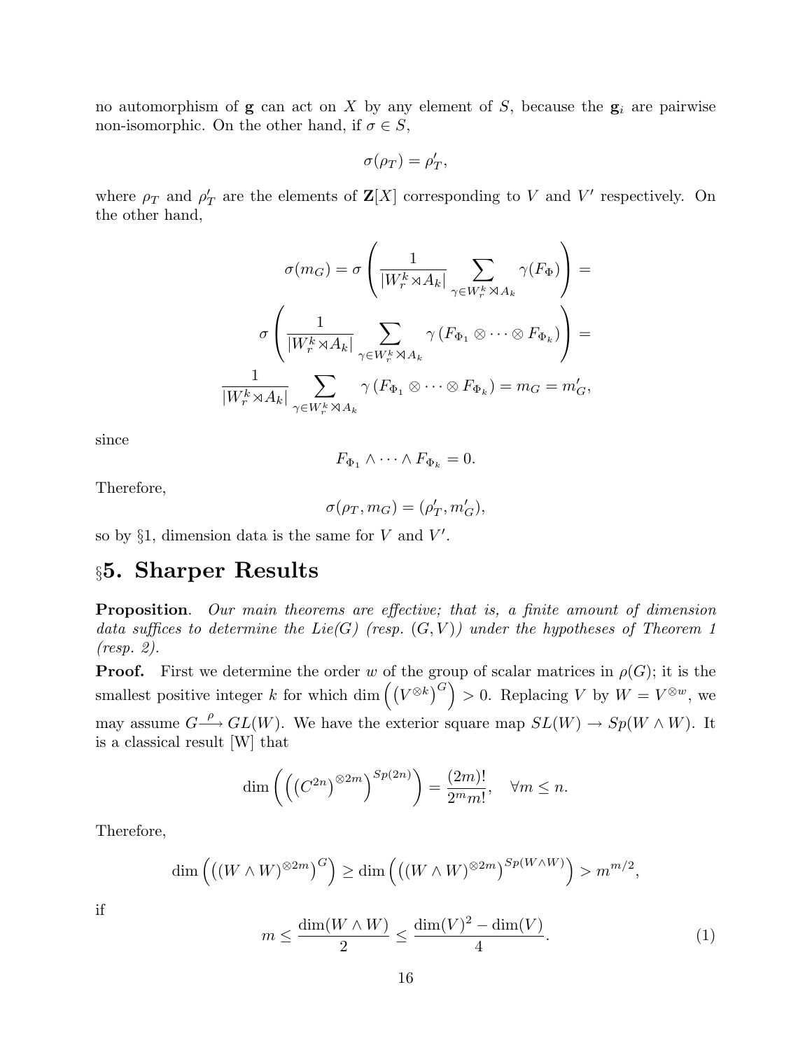no automorphism of $\mathbf{g}$ can act on $X$ by any element of $S$, because the $\mathbf{g}_i$ are pairwise non-isomorphic. On the other hand, if $\sigma \in S$,

$$\sigma(\rho_T) = \rho'_T,$$

where $\rho_T$ and $\rho'_T$ are the elements of $\mathbf{Z}[X]$ corresponding to $V$ and $V'$ respectively. On the other hand,

$$\sigma(m_G) = \sigma\left(\frac{1}{|W_r^k \rtimes A_k|}\sum_{\gamma\in W_r^k \rtimes A_k}\gamma(F_\Phi)\right) =$$

$$\sigma\left(\frac{1}{|W_r^k \rtimes A_k|}\sum_{\gamma\in W_r^k \rtimes A_k}\gamma\left(F_{\Phi_1}\otimes\cdots\otimes F_{\Phi_k}\right)\right) =$$

$$\frac{1}{|W_r^k \rtimes A_k|}\sum_{\gamma\in W_r^k \rtimes A_k}\gamma\left(F_{\Phi_1}\otimes\cdots\otimes F_{\Phi_k}\right) = m_G = m'_G,$$

since

$$F_{\Phi_1}\wedge\cdots\wedge F_{\Phi_k} = 0.$$

Therefore,

$$\sigma(\rho_T, m_G) = (\rho'_T, m'_G),$$

so by §1, dimension data is the same for $V$ and $V'$.

## §5. Sharper Results

**Proposition**. *Our main theorems are effective; that is, a finite amount of dimension data suffices to determine the Lie(G) (resp. (G, V)) under the hypotheses of Theorem 1 (resp. 2).*

**Proof.** First we determine the order $w$ of the group of scalar matrices in $\rho(G)$; it is the smallest positive integer $k$ for which $\dim\left(\left(V^{\otimes k}\right)^G\right) > 0$. Replacing $V$ by $W = V^{\otimes w}$, we may assume $G \xrightarrow{\rho} GL(W)$. We have the exterior square map $SL(W) \to Sp(W \wedge W)$. It is a classical result [W] that

$$\dim\left(\left(\left(C^{2n}\right)^{\otimes 2m}\right)^{Sp(2n)}\right) = \frac{(2m)!}{2^m m!}, \quad \forall m \le n.$$

Therefore,

$$\dim\left(\left((W\wedge W)^{\otimes 2m}\right)^G\right) \ge \dim\left(\left((W\wedge W)^{\otimes 2m}\right)^{Sp(W\wedge W)}\right) > m^{m/2},$$

if

$$m \le \frac{\dim(W\wedge W)}{2} \le \frac{\dim(V)^2 - \dim(V)}{4}. \tag{1}$$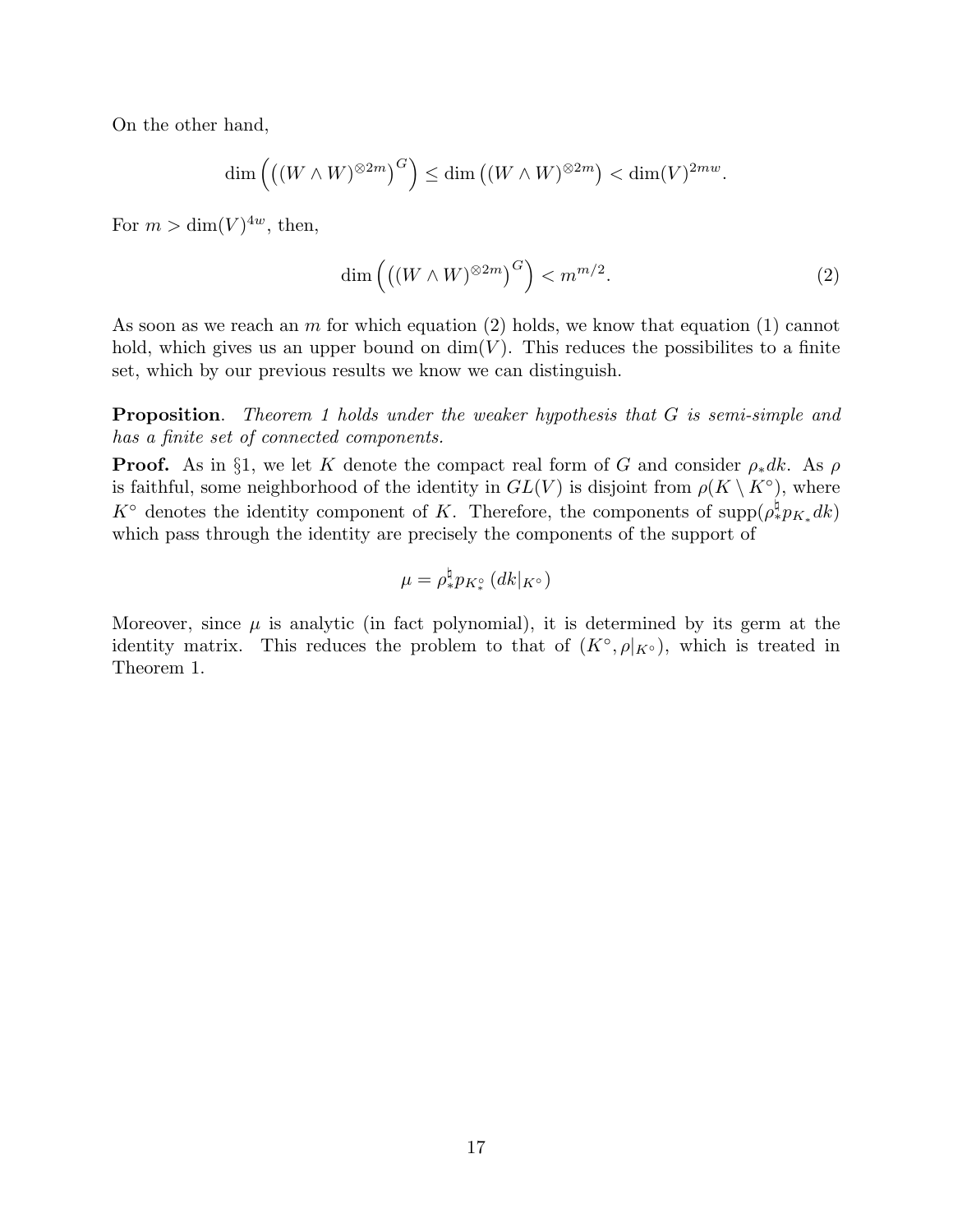On the other hand,

$$\dim\left(\left((W \wedge W)^{\otimes 2m}\right)^G\right) \leq \dim\left((W \wedge W)^{\otimes 2m}\right) < \dim(V)^{2mw}.$$

For $m > \dim(V)^{4w}$, then,

$$\dim\left(\left((W \wedge W)^{\otimes 2m}\right)^G\right) < m^{m/2}. \tag{2}$$

As soon as we reach an $m$ for which equation (2) holds, we know that equation (1) cannot hold, which gives us an upper bound on $\dim(V)$. This reduces the possibilites to a finite set, which by our previous results we know we can distinguish.

**Proposition**. *Theorem 1 holds under the weaker hypothesis that $G$ is semi-simple and has a finite set of connected components.*

**Proof.** As in §1, we let $K$ denote the compact real form of $G$ and consider $\rho_* dk$. As $\rho$ is faithful, some neighborhood of the identity in $GL(V)$ is disjoint from $\rho(K \setminus K^\circ)$, where $K^\circ$ denotes the identity component of $K$. Therefore, the components of $\mathrm{supp}(\rho_*^\natural p_{K_*} dk)$ which pass through the identity are precisely the components of the support of

$$\mu = \rho_*^\natural p_{K_*^\circ}\left(dk|_{K^\circ}\right)$$

Moreover, since $\mu$ is analytic (in fact polynomial), it is determined by its germ at the identity matrix. This reduces the problem to that of $(K^\circ, \rho|_{K^\circ})$, which is treated in Theorem 1.